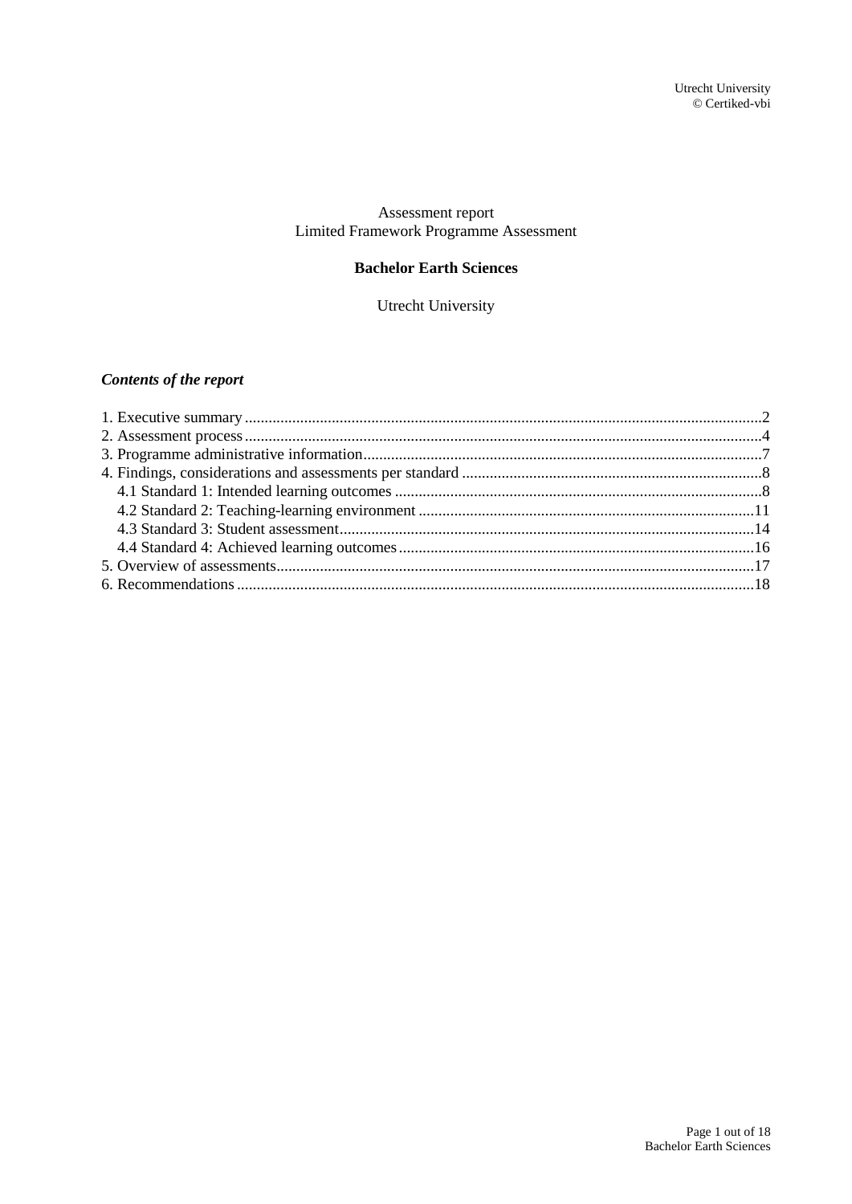Assessment report
Limited Framework Programme Assessment

**Bachelor Earth Sciences**

Utrecht University

***Contents of the report***

1. Executive summary ...2
2. Assessment process ...4
3. Programme administrative information ...7
4. Findings, considerations and assessments per standard ...8
   - 4.1 Standard 1: Intended learning outcomes ...8
   - 4.2 Standard 2: Teaching-learning environment ...11
   - 4.3 Standard 3: Student assessment ...14
   - 4.4 Standard 4: Achieved learning outcomes ...16
5. Overview of assessments ...17
6. Recommendations ...18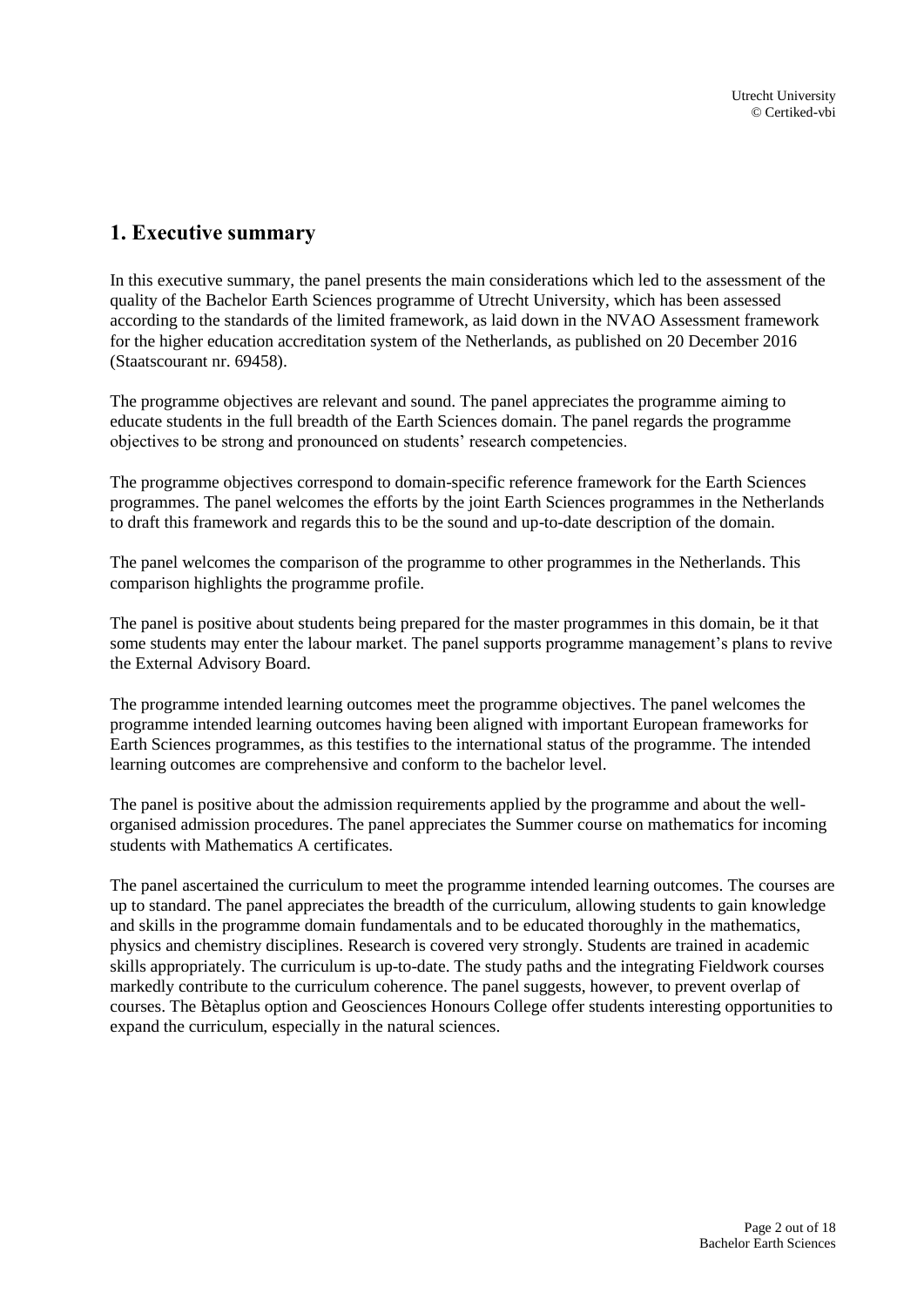# 1. Executive summary

In this executive summary, the panel presents the main considerations which led to the assessment of the quality of the Bachelor Earth Sciences programme of Utrecht University, which has been assessed according to the standards of the limited framework, as laid down in the NVAO Assessment framework for the higher education accreditation system of the Netherlands, as published on 20 December 2016 (Staatscourant nr. 69458).

The programme objectives are relevant and sound. The panel appreciates the programme aiming to educate students in the full breadth of the Earth Sciences domain. The panel regards the programme objectives to be strong and pronounced on students' research competencies.

The programme objectives correspond to domain-specific reference framework for the Earth Sciences programmes. The panel welcomes the efforts by the joint Earth Sciences programmes in the Netherlands to draft this framework and regards this to be the sound and up-to-date description of the domain.

The panel welcomes the comparison of the programme to other programmes in the Netherlands. This comparison highlights the programme profile.

The panel is positive about students being prepared for the master programmes in this domain, be it that some students may enter the labour market. The panel supports programme management's plans to revive the External Advisory Board.

The programme intended learning outcomes meet the programme objectives. The panel welcomes the programme intended learning outcomes having been aligned with important European frameworks for Earth Sciences programmes, as this testifies to the international status of the programme. The intended learning outcomes are comprehensive and conform to the bachelor level.

The panel is positive about the admission requirements applied by the programme and about the well-organised admission procedures. The panel appreciates the Summer course on mathematics for incoming students with Mathematics A certificates.

The panel ascertained the curriculum to meet the programme intended learning outcomes. The courses are up to standard. The panel appreciates the breadth of the curriculum, allowing students to gain knowledge and skills in the programme domain fundamentals and to be educated thoroughly in the mathematics, physics and chemistry disciplines. Research is covered very strongly. Students are trained in academic skills appropriately. The curriculum is up-to-date. The study paths and the integrating Fieldwork courses markedly contribute to the curriculum coherence. The panel suggests, however, to prevent overlap of courses. The Bètaplus option and Geosciences Honours College offer students interesting opportunities to expand the curriculum, especially in the natural sciences.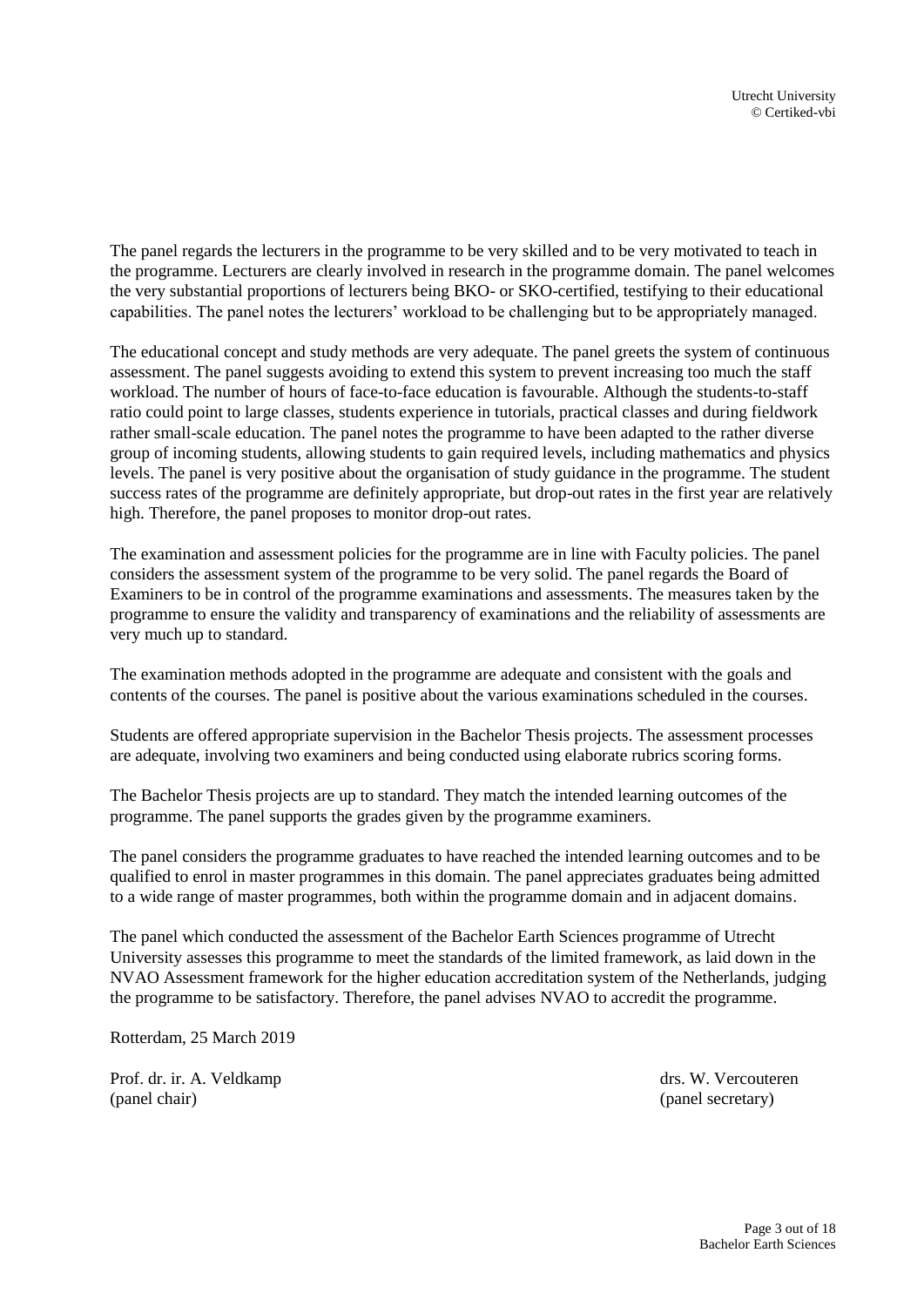The panel regards the lecturers in the programme to be very skilled and to be very motivated to teach in the programme. Lecturers are clearly involved in research in the programme domain. The panel welcomes the very substantial proportions of lecturers being BKO- or SKO-certified, testifying to their educational capabilities. The panel notes the lecturers' workload to be challenging but to be appropriately managed.

The educational concept and study methods are very adequate. The panel greets the system of continuous assessment. The panel suggests avoiding to extend this system to prevent increasing too much the staff workload. The number of hours of face-to-face education is favourable. Although the students-to-staff ratio could point to large classes, students experience in tutorials, practical classes and during fieldwork rather small-scale education. The panel notes the programme to have been adapted to the rather diverse group of incoming students, allowing students to gain required levels, including mathematics and physics levels. The panel is very positive about the organisation of study guidance in the programme. The student success rates of the programme are definitely appropriate, but drop-out rates in the first year are relatively high. Therefore, the panel proposes to monitor drop-out rates.

The examination and assessment policies for the programme are in line with Faculty policies. The panel considers the assessment system of the programme to be very solid. The panel regards the Board of Examiners to be in control of the programme examinations and assessments. The measures taken by the programme to ensure the validity and transparency of examinations and the reliability of assessments are very much up to standard.

The examination methods adopted in the programme are adequate and consistent with the goals and contents of the courses. The panel is positive about the various examinations scheduled in the courses.

Students are offered appropriate supervision in the Bachelor Thesis projects. The assessment processes are adequate, involving two examiners and being conducted using elaborate rubrics scoring forms.

The Bachelor Thesis projects are up to standard. They match the intended learning outcomes of the programme. The panel supports the grades given by the programme examiners.

The panel considers the programme graduates to have reached the intended learning outcomes and to be qualified to enrol in master programmes in this domain. The panel appreciates graduates being admitted to a wide range of master programmes, both within the programme domain and in adjacent domains.

The panel which conducted the assessment of the Bachelor Earth Sciences programme of Utrecht University assesses this programme to meet the standards of the limited framework, as laid down in the NVAO Assessment framework for the higher education accreditation system of the Netherlands, judging the programme to be satisfactory. Therefore, the panel advises NVAO to accredit the programme.

Rotterdam, 25 March 2019

Prof. dr. ir. A. Veldkamp
(panel chair)

drs. W. Vercouteren
(panel secretary)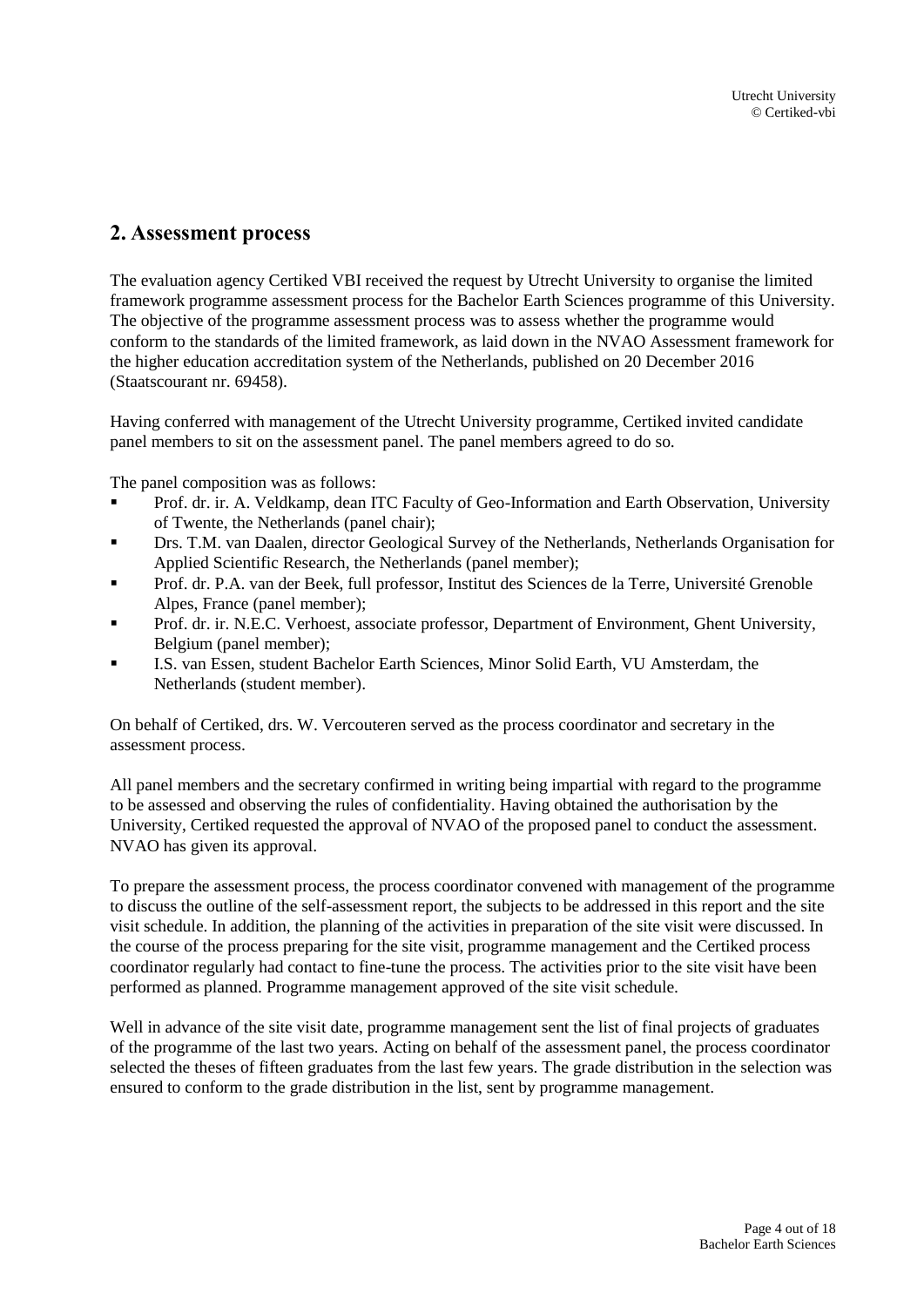## 2. Assessment process

The evaluation agency Certiked VBI received the request by Utrecht University to organise the limited framework programme assessment process for the Bachelor Earth Sciences programme of this University. The objective of the programme assessment process was to assess whether the programme would conform to the standards of the limited framework, as laid down in the NVAO Assessment framework for the higher education accreditation system of the Netherlands, published on 20 December 2016 (Staatscourant nr. 69458).

Having conferred with management of the Utrecht University programme, Certiked invited candidate panel members to sit on the assessment panel. The panel members agreed to do so.

The panel composition was as follows:

- Prof. dr. ir. A. Veldkamp, dean ITC Faculty of Geo-Information and Earth Observation, University of Twente, the Netherlands (panel chair);
- Drs. T.M. van Daalen, director Geological Survey of the Netherlands, Netherlands Organisation for Applied Scientific Research, the Netherlands (panel member);
- Prof. dr. P.A. van der Beek, full professor, Institut des Sciences de la Terre, Université Grenoble Alpes, France (panel member);
- Prof. dr. ir. N.E.C. Verhoest, associate professor, Department of Environment, Ghent University, Belgium (panel member);
- I.S. van Essen, student Bachelor Earth Sciences, Minor Solid Earth, VU Amsterdam, the Netherlands (student member).

On behalf of Certiked, drs. W. Vercouteren served as the process coordinator and secretary in the assessment process.

All panel members and the secretary confirmed in writing being impartial with regard to the programme to be assessed and observing the rules of confidentiality. Having obtained the authorisation by the University, Certiked requested the approval of NVAO of the proposed panel to conduct the assessment. NVAO has given its approval.

To prepare the assessment process, the process coordinator convened with management of the programme to discuss the outline of the self-assessment report, the subjects to be addressed in this report and the site visit schedule. In addition, the planning of the activities in preparation of the site visit were discussed. In the course of the process preparing for the site visit, programme management and the Certiked process coordinator regularly had contact to fine-tune the process. The activities prior to the site visit have been performed as planned. Programme management approved of the site visit schedule.

Well in advance of the site visit date, programme management sent the list of final projects of graduates of the programme of the last two years. Acting on behalf of the assessment panel, the process coordinator selected the theses of fifteen graduates from the last few years. The grade distribution in the selection was ensured to conform to the grade distribution in the list, sent by programme management.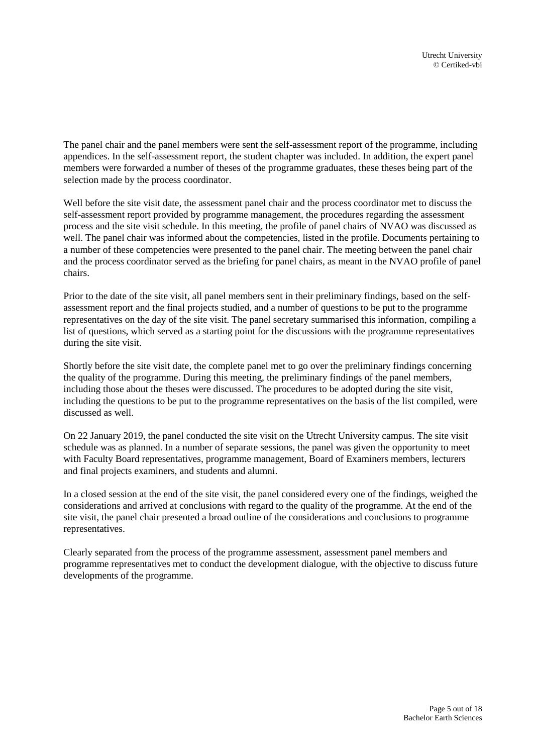The panel chair and the panel members were sent the self-assessment report of the programme, including appendices. In the self-assessment report, the student chapter was included. In addition, the expert panel members were forwarded a number of theses of the programme graduates, these theses being part of the selection made by the process coordinator.

Well before the site visit date, the assessment panel chair and the process coordinator met to discuss the self-assessment report provided by programme management, the procedures regarding the assessment process and the site visit schedule. In this meeting, the profile of panel chairs of NVAO was discussed as well. The panel chair was informed about the competencies, listed in the profile. Documents pertaining to a number of these competencies were presented to the panel chair. The meeting between the panel chair and the process coordinator served as the briefing for panel chairs, as meant in the NVAO profile of panel chairs.

Prior to the date of the site visit, all panel members sent in their preliminary findings, based on the self-assessment report and the final projects studied, and a number of questions to be put to the programme representatives on the day of the site visit. The panel secretary summarised this information, compiling a list of questions, which served as a starting point for the discussions with the programme representatives during the site visit.

Shortly before the site visit date, the complete panel met to go over the preliminary findings concerning the quality of the programme. During this meeting, the preliminary findings of the panel members, including those about the theses were discussed. The procedures to be adopted during the site visit, including the questions to be put to the programme representatives on the basis of the list compiled, were discussed as well.

On 22 January 2019, the panel conducted the site visit on the Utrecht University campus. The site visit schedule was as planned. In a number of separate sessions, the panel was given the opportunity to meet with Faculty Board representatives, programme management, Board of Examiners members, lecturers and final projects examiners, and students and alumni.

In a closed session at the end of the site visit, the panel considered every one of the findings, weighed the considerations and arrived at conclusions with regard to the quality of the programme. At the end of the site visit, the panel chair presented a broad outline of the considerations and conclusions to programme representatives.

Clearly separated from the process of the programme assessment, assessment panel members and programme representatives met to conduct the development dialogue, with the objective to discuss future developments of the programme.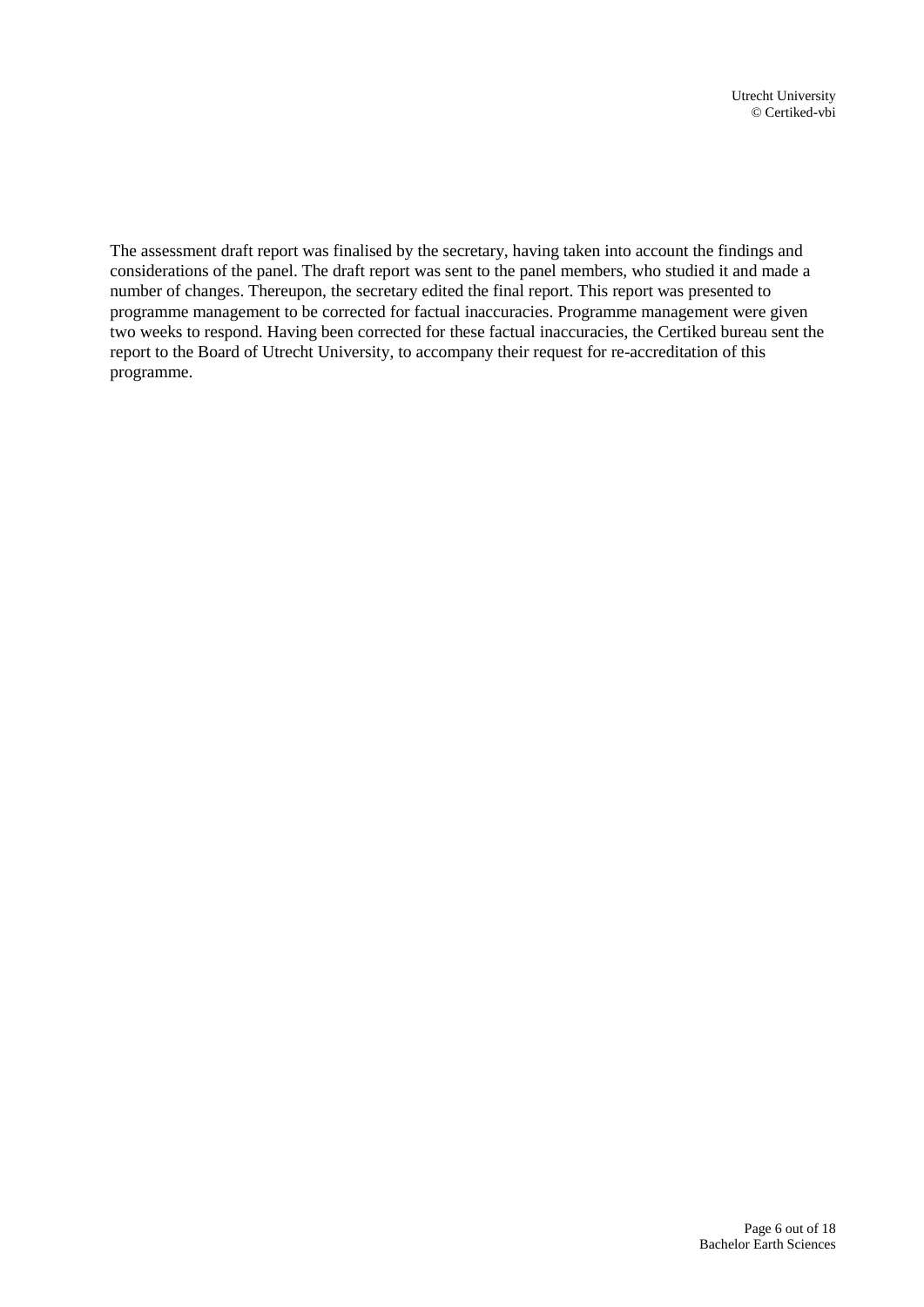The assessment draft report was finalised by the secretary, having taken into account the findings and considerations of the panel. The draft report was sent to the panel members, who studied it and made a number of changes. Thereupon, the secretary edited the final report. This report was presented to programme management to be corrected for factual inaccuracies. Programme management were given two weeks to respond. Having been corrected for these factual inaccuracies, the Certiked bureau sent the report to the Board of Utrecht University, to accompany their request for re-accreditation of this programme.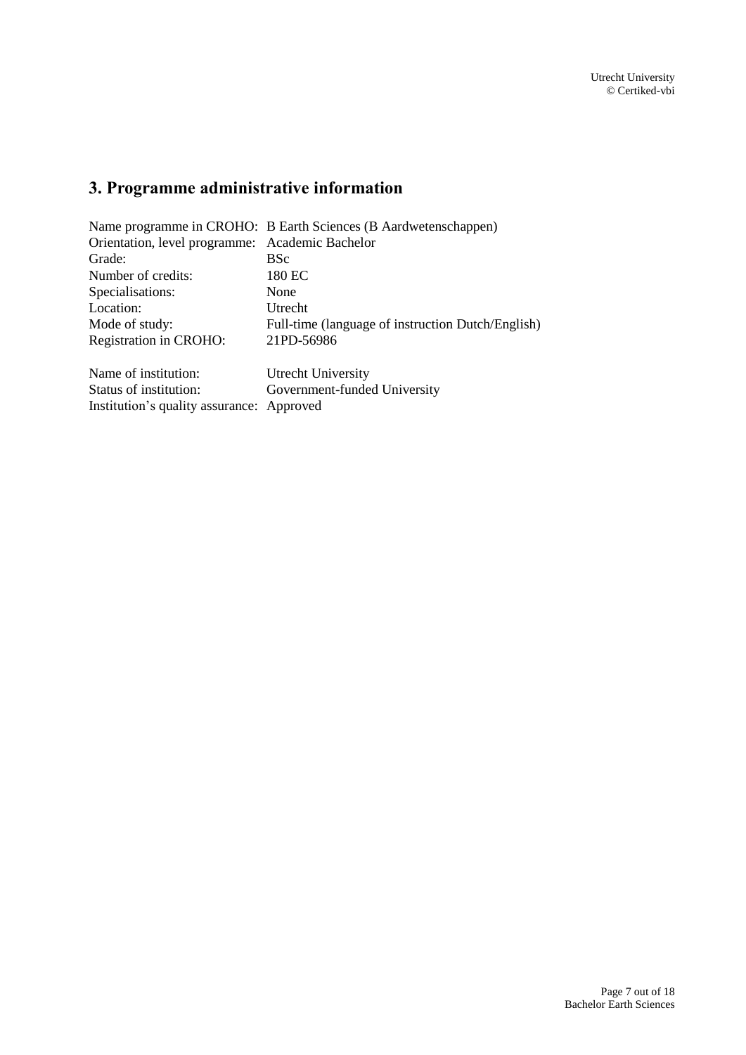## 3. Programme administrative information

| | |
|---|---|
| Name programme in CROHO: | B Earth Sciences (B Aardwetenschappen) |
| Orientation, level programme: | Academic Bachelor |
| Grade: | BSc |
| Number of credits: | 180 EC |
| Specialisations: | None |
| Location: | Utrecht |
| Mode of study: | Full-time (language of instruction Dutch/English) |
| Registration in CROHO: | 21PD-56986 |

| | |
|---|---|
| Name of institution: | Utrecht University |
| Status of institution: | Government-funded University |
| Institution's quality assurance: | Approved |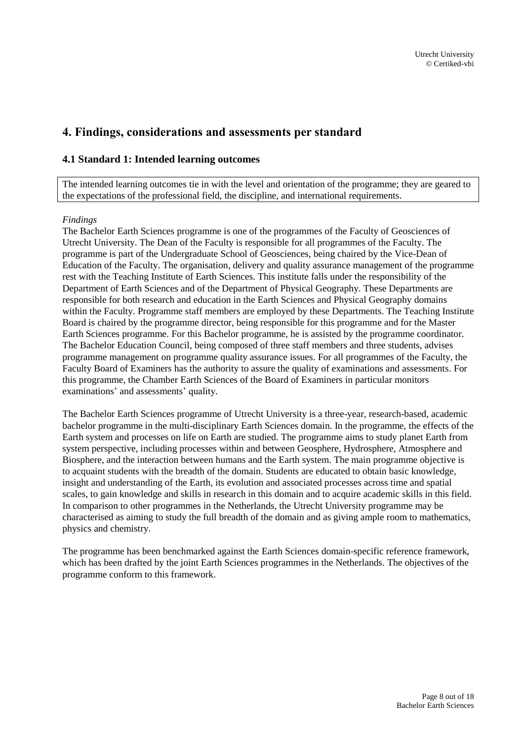# 4. Findings, considerations and assessments per standard

## 4.1 Standard 1: Intended learning outcomes

The intended learning outcomes tie in with the level and orientation of the programme; they are geared to the expectations of the professional field, the discipline, and international requirements.

*Findings*

The Bachelor Earth Sciences programme is one of the programmes of the Faculty of Geosciences of Utrecht University. The Dean of the Faculty is responsible for all programmes of the Faculty. The programme is part of the Undergraduate School of Geosciences, being chaired by the Vice-Dean of Education of the Faculty. The organisation, delivery and quality assurance management of the programme rest with the Teaching Institute of Earth Sciences. This institute falls under the responsibility of the Department of Earth Sciences and of the Department of Physical Geography. These Departments are responsible for both research and education in the Earth Sciences and Physical Geography domains within the Faculty. Programme staff members are employed by these Departments. The Teaching Institute Board is chaired by the programme director, being responsible for this programme and for the Master Earth Sciences programme. For this Bachelor programme, he is assisted by the programme coordinator. The Bachelor Education Council, being composed of three staff members and three students, advises programme management on programme quality assurance issues. For all programmes of the Faculty, the Faculty Board of Examiners has the authority to assure the quality of examinations and assessments. For this programme, the Chamber Earth Sciences of the Board of Examiners in particular monitors examinations' and assessments' quality.

The Bachelor Earth Sciences programme of Utrecht University is a three-year, research-based, academic bachelor programme in the multi-disciplinary Earth Sciences domain. In the programme, the effects of the Earth system and processes on life on Earth are studied. The programme aims to study planet Earth from system perspective, including processes within and between Geosphere, Hydrosphere, Atmosphere and Biosphere, and the interaction between humans and the Earth system. The main programme objective is to acquaint students with the breadth of the domain. Students are educated to obtain basic knowledge, insight and understanding of the Earth, its evolution and associated processes across time and spatial scales, to gain knowledge and skills in research in this domain and to acquire academic skills in this field. In comparison to other programmes in the Netherlands, the Utrecht University programme may be characterised as aiming to study the full breadth of the domain and as giving ample room to mathematics, physics and chemistry.

The programme has been benchmarked against the Earth Sciences domain-specific reference framework, which has been drafted by the joint Earth Sciences programmes in the Netherlands. The objectives of the programme conform to this framework.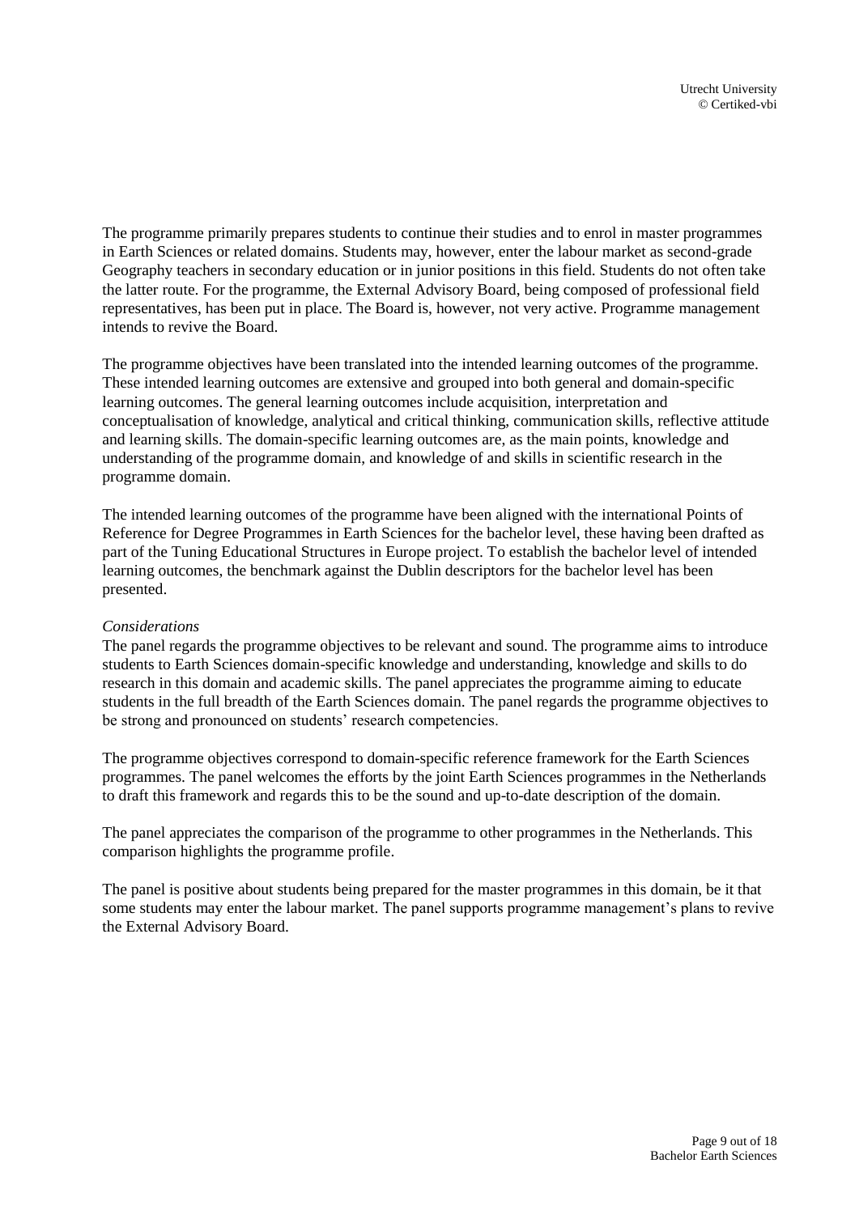The programme primarily prepares students to continue their studies and to enrol in master programmes in Earth Sciences or related domains. Students may, however, enter the labour market as second-grade Geography teachers in secondary education or in junior positions in this field. Students do not often take the latter route. For the programme, the External Advisory Board, being composed of professional field representatives, has been put in place. The Board is, however, not very active. Programme management intends to revive the Board.

The programme objectives have been translated into the intended learning outcomes of the programme. These intended learning outcomes are extensive and grouped into both general and domain-specific learning outcomes. The general learning outcomes include acquisition, interpretation and conceptualisation of knowledge, analytical and critical thinking, communication skills, reflective attitude and learning skills. The domain-specific learning outcomes are, as the main points, knowledge and understanding of the programme domain, and knowledge of and skills in scientific research in the programme domain.

The intended learning outcomes of the programme have been aligned with the international Points of Reference for Degree Programmes in Earth Sciences for the bachelor level, these having been drafted as part of the Tuning Educational Structures in Europe project. To establish the bachelor level of intended learning outcomes, the benchmark against the Dublin descriptors for the bachelor level has been presented.

*Considerations*

The panel regards the programme objectives to be relevant and sound. The programme aims to introduce students to Earth Sciences domain-specific knowledge and understanding, knowledge and skills to do research in this domain and academic skills. The panel appreciates the programme aiming to educate students in the full breadth of the Earth Sciences domain. The panel regards the programme objectives to be strong and pronounced on students' research competencies.

The programme objectives correspond to domain-specific reference framework for the Earth Sciences programmes. The panel welcomes the efforts by the joint Earth Sciences programmes in the Netherlands to draft this framework and regards this to be the sound and up-to-date description of the domain.

The panel appreciates the comparison of the programme to other programmes in the Netherlands. This comparison highlights the programme profile.

The panel is positive about students being prepared for the master programmes in this domain, be it that some students may enter the labour market. The panel supports programme management's plans to revive the External Advisory Board.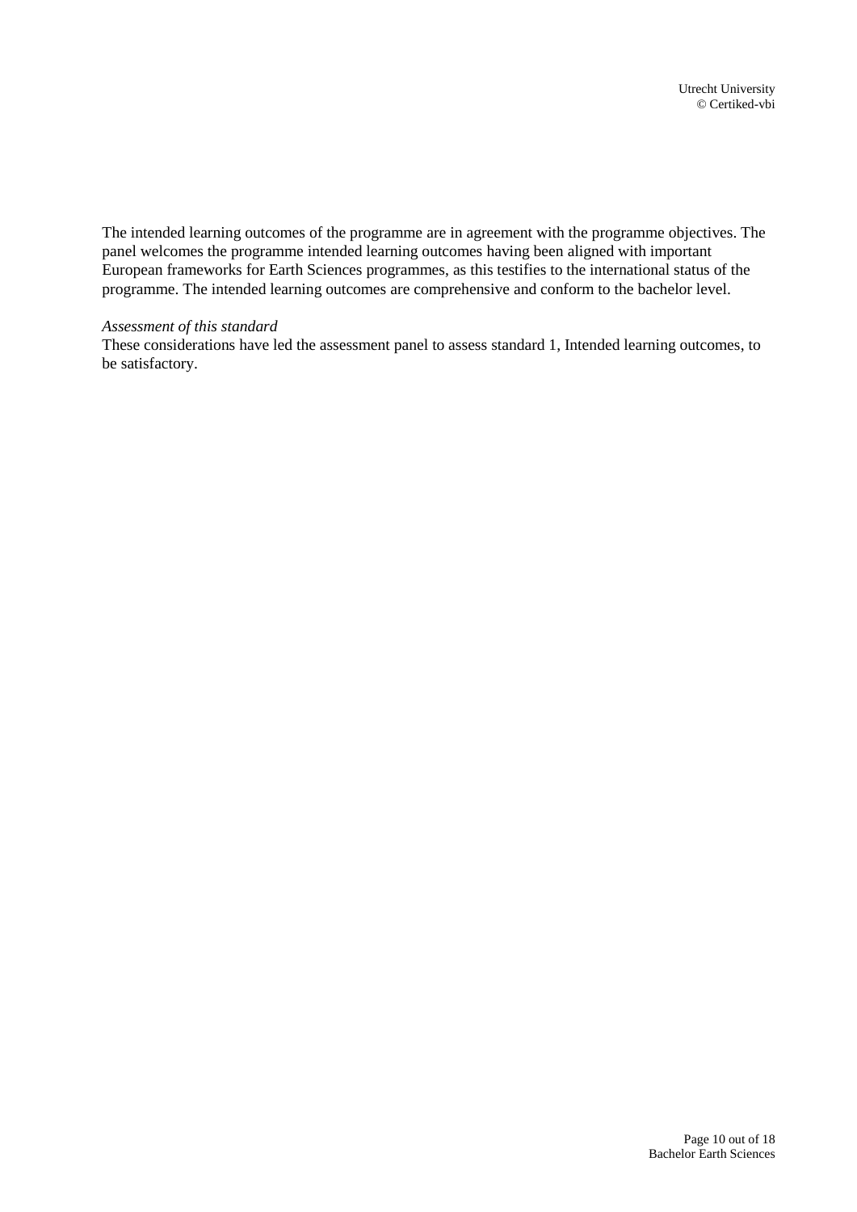The intended learning outcomes of the programme are in agreement with the programme objectives. The panel welcomes the programme intended learning outcomes having been aligned with important European frameworks for Earth Sciences programmes, as this testifies to the international status of the programme. The intended learning outcomes are comprehensive and conform to the bachelor level.

*Assessment of this standard*

These considerations have led the assessment panel to assess standard 1, Intended learning outcomes, to be satisfactory.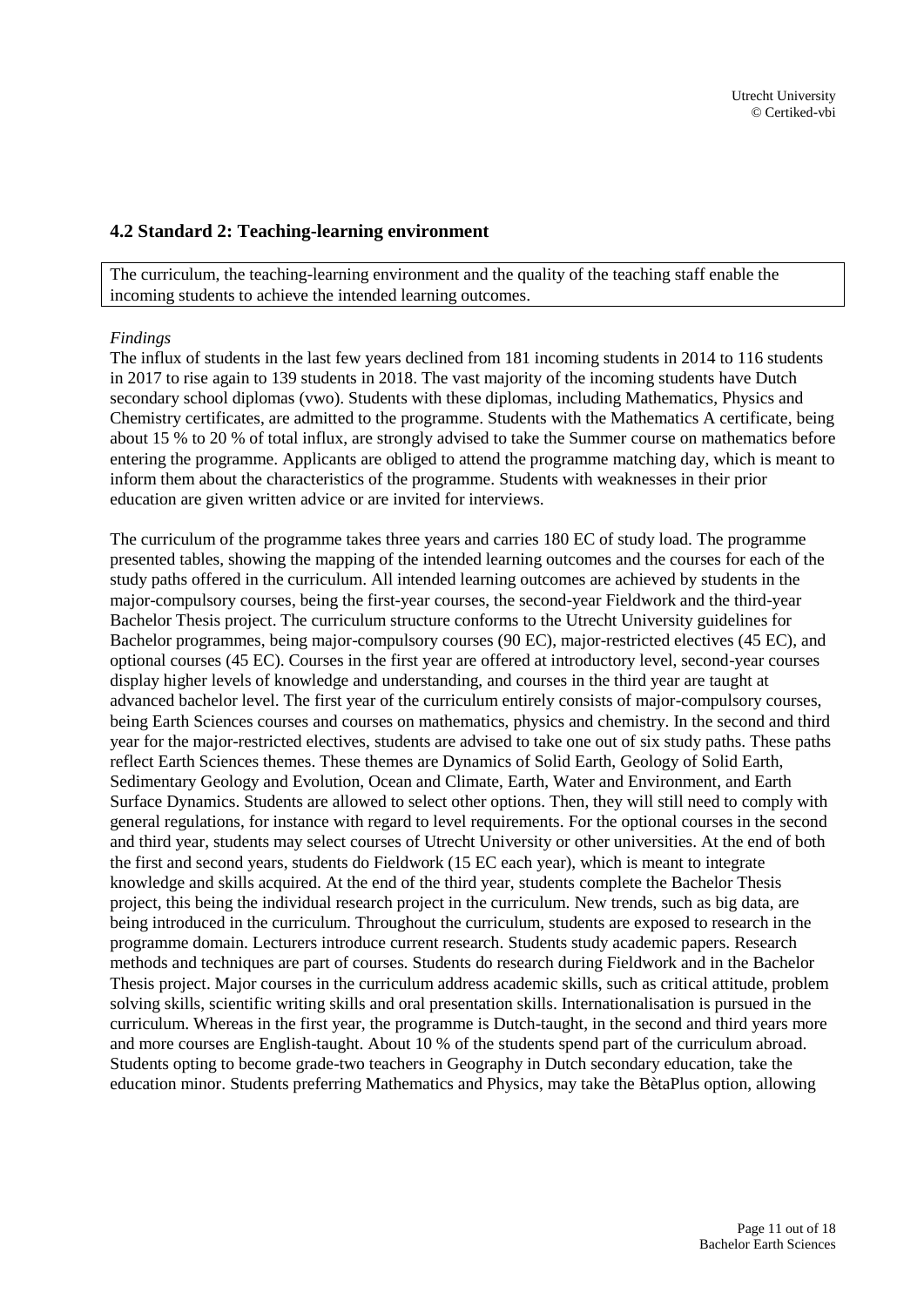## 4.2 Standard 2: Teaching-learning environment

The curriculum, the teaching-learning environment and the quality of the teaching staff enable the incoming students to achieve the intended learning outcomes.

*Findings*

The influx of students in the last few years declined from 181 incoming students in 2014 to 116 students in 2017 to rise again to 139 students in 2018. The vast majority of the incoming students have Dutch secondary school diplomas (vwo). Students with these diplomas, including Mathematics, Physics and Chemistry certificates, are admitted to the programme. Students with the Mathematics A certificate, being about 15 % to 20 % of total influx, are strongly advised to take the Summer course on mathematics before entering the programme. Applicants are obliged to attend the programme matching day, which is meant to inform them about the characteristics of the programme. Students with weaknesses in their prior education are given written advice or are invited for interviews.

The curriculum of the programme takes three years and carries 180 EC of study load. The programme presented tables, showing the mapping of the intended learning outcomes and the courses for each of the study paths offered in the curriculum. All intended learning outcomes are achieved by students in the major-compulsory courses, being the first-year courses, the second-year Fieldwork and the third-year Bachelor Thesis project. The curriculum structure conforms to the Utrecht University guidelines for Bachelor programmes, being major-compulsory courses (90 EC), major-restricted electives (45 EC), and optional courses (45 EC). Courses in the first year are offered at introductory level, second-year courses display higher levels of knowledge and understanding, and courses in the third year are taught at advanced bachelor level. The first year of the curriculum entirely consists of major-compulsory courses, being Earth Sciences courses and courses on mathematics, physics and chemistry. In the second and third year for the major-restricted electives, students are advised to take one out of six study paths. These paths reflect Earth Sciences themes. These themes are Dynamics of Solid Earth, Geology of Solid Earth, Sedimentary Geology and Evolution, Ocean and Climate, Earth, Water and Environment, and Earth Surface Dynamics. Students are allowed to select other options. Then, they will still need to comply with general regulations, for instance with regard to level requirements. For the optional courses in the second and third year, students may select courses of Utrecht University or other universities. At the end of both the first and second years, students do Fieldwork (15 EC each year), which is meant to integrate knowledge and skills acquired. At the end of the third year, students complete the Bachelor Thesis project, this being the individual research project in the curriculum. New trends, such as big data, are being introduced in the curriculum. Throughout the curriculum, students are exposed to research in the programme domain. Lecturers introduce current research. Students study academic papers. Research methods and techniques are part of courses. Students do research during Fieldwork and in the Bachelor Thesis project. Major courses in the curriculum address academic skills, such as critical attitude, problem solving skills, scientific writing skills and oral presentation skills. Internationalisation is pursued in the curriculum. Whereas in the first year, the programme is Dutch-taught, in the second and third years more and more courses are English-taught. About 10 % of the students spend part of the curriculum abroad. Students opting to become grade-two teachers in Geography in Dutch secondary education, take the education minor. Students preferring Mathematics and Physics, may take the BètaPlus option, allowing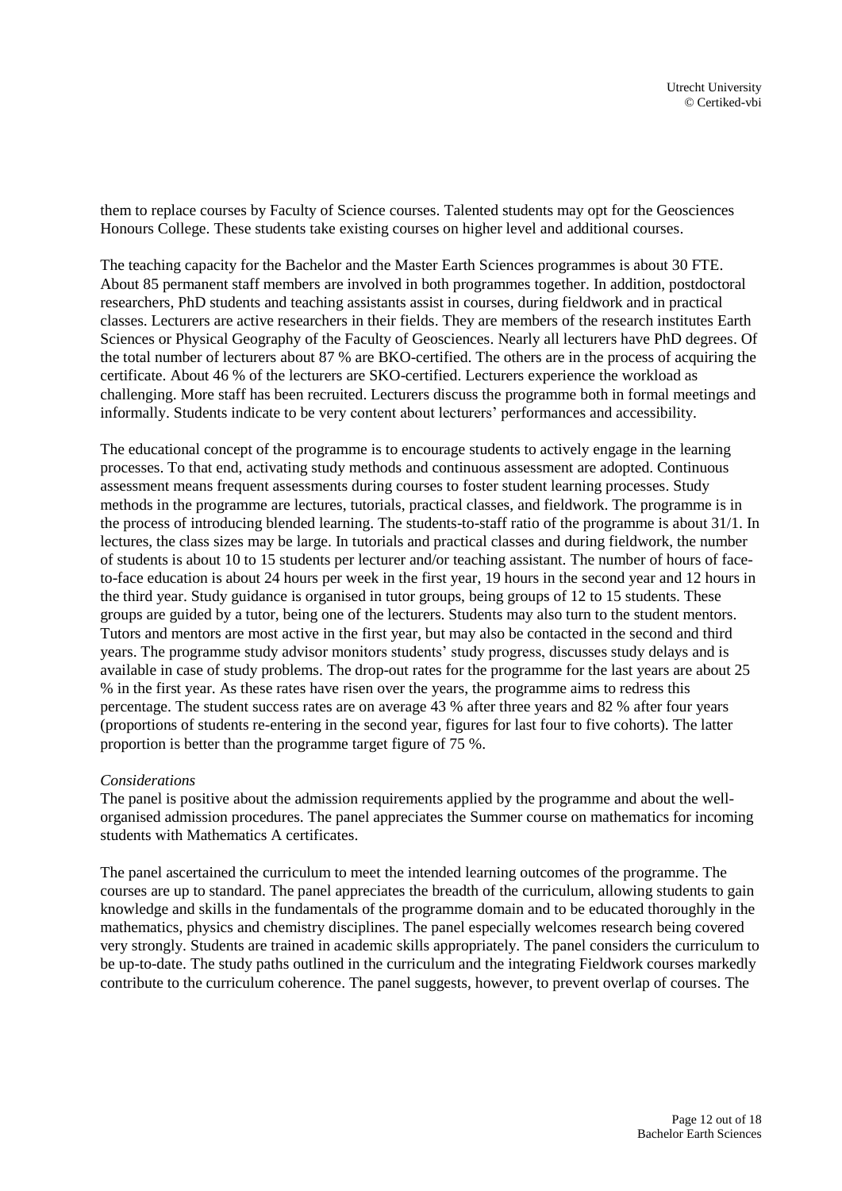them to replace courses by Faculty of Science courses. Talented students may opt for the Geosciences Honours College. These students take existing courses on higher level and additional courses.

The teaching capacity for the Bachelor and the Master Earth Sciences programmes is about 30 FTE. About 85 permanent staff members are involved in both programmes together. In addition, postdoctoral researchers, PhD students and teaching assistants assist in courses, during fieldwork and in practical classes. Lecturers are active researchers in their fields. They are members of the research institutes Earth Sciences or Physical Geography of the Faculty of Geosciences. Nearly all lecturers have PhD degrees. Of the total number of lecturers about 87 % are BKO-certified. The others are in the process of acquiring the certificate. About 46 % of the lecturers are SKO-certified. Lecturers experience the workload as challenging. More staff has been recruited. Lecturers discuss the programme both in formal meetings and informally. Students indicate to be very content about lecturers' performances and accessibility.

The educational concept of the programme is to encourage students to actively engage in the learning processes. To that end, activating study methods and continuous assessment are adopted. Continuous assessment means frequent assessments during courses to foster student learning processes. Study methods in the programme are lectures, tutorials, practical classes, and fieldwork. The programme is in the process of introducing blended learning. The students-to-staff ratio of the programme is about 31/1. In lectures, the class sizes may be large. In tutorials and practical classes and during fieldwork, the number of students is about 10 to 15 students per lecturer and/or teaching assistant. The number of hours of face-to-face education is about 24 hours per week in the first year, 19 hours in the second year and 12 hours in the third year. Study guidance is organised in tutor groups, being groups of 12 to 15 students. These groups are guided by a tutor, being one of the lecturers. Students may also turn to the student mentors. Tutors and mentors are most active in the first year, but may also be contacted in the second and third years. The programme study advisor monitors students' study progress, discusses study delays and is available in case of study problems. The drop-out rates for the programme for the last years are about 25 % in the first year. As these rates have risen over the years, the programme aims to redress this percentage. The student success rates are on average 43 % after three years and 82 % after four years (proportions of students re-entering in the second year, figures for last four to five cohorts). The latter proportion is better than the programme target figure of 75 %.

*Considerations*

The panel is positive about the admission requirements applied by the programme and about the well-organised admission procedures. The panel appreciates the Summer course on mathematics for incoming students with Mathematics A certificates.

The panel ascertained the curriculum to meet the intended learning outcomes of the programme. The courses are up to standard. The panel appreciates the breadth of the curriculum, allowing students to gain knowledge and skills in the fundamentals of the programme domain and to be educated thoroughly in the mathematics, physics and chemistry disciplines. The panel especially welcomes research being covered very strongly. Students are trained in academic skills appropriately. The panel considers the curriculum to be up-to-date. The study paths outlined in the curriculum and the integrating Fieldwork courses markedly contribute to the curriculum coherence. The panel suggests, however, to prevent overlap of courses. The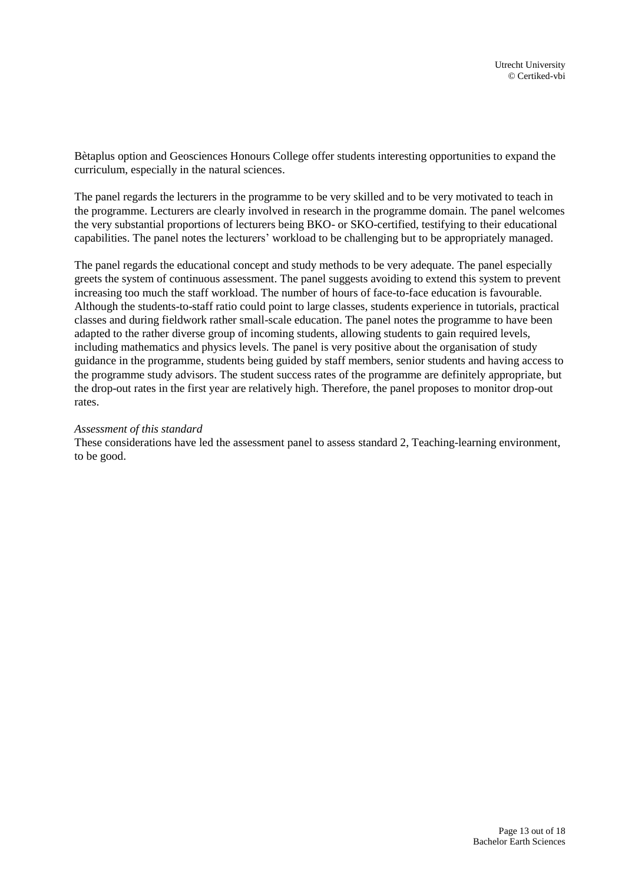Bètaplus option and Geosciences Honours College offer students interesting opportunities to expand the curriculum, especially in the natural sciences.

The panel regards the lecturers in the programme to be very skilled and to be very motivated to teach in the programme. Lecturers are clearly involved in research in the programme domain. The panel welcomes the very substantial proportions of lecturers being BKO- or SKO-certified, testifying to their educational capabilities. The panel notes the lecturers' workload to be challenging but to be appropriately managed.

The panel regards the educational concept and study methods to be very adequate. The panel especially greets the system of continuous assessment. The panel suggests avoiding to extend this system to prevent increasing too much the staff workload. The number of hours of face-to-face education is favourable. Although the students-to-staff ratio could point to large classes, students experience in tutorials, practical classes and during fieldwork rather small-scale education. The panel notes the programme to have been adapted to the rather diverse group of incoming students, allowing students to gain required levels, including mathematics and physics levels. The panel is very positive about the organisation of study guidance in the programme, students being guided by staff members, senior students and having access to the programme study advisors. The student success rates of the programme are definitely appropriate, but the drop-out rates in the first year are relatively high. Therefore, the panel proposes to monitor drop-out rates.

*Assessment of this standard*

These considerations have led the assessment panel to assess standard 2, Teaching-learning environment, to be good.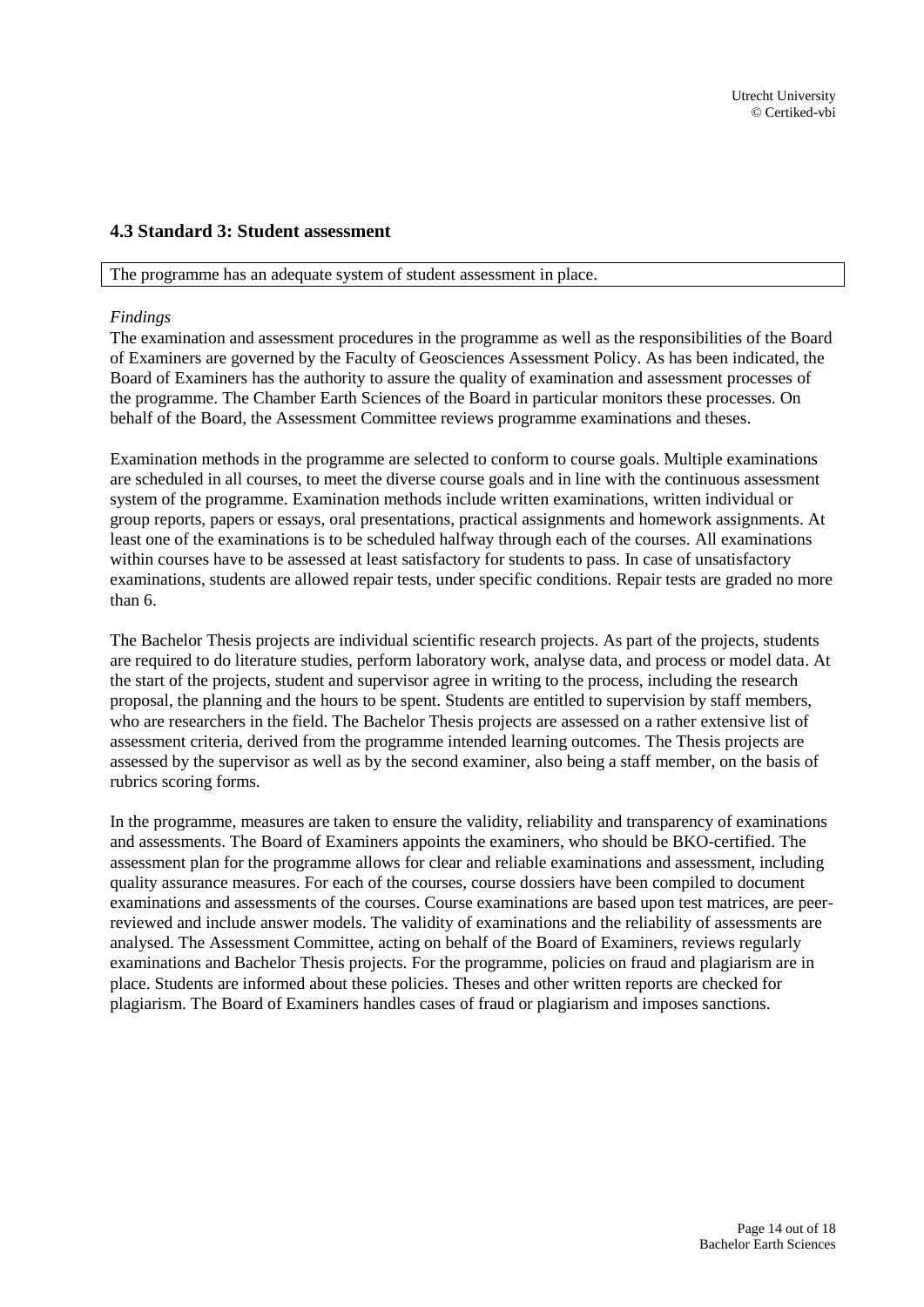### 4.3 Standard 3: Student assessment

The programme has an adequate system of student assessment in place.

*Findings*

The examination and assessment procedures in the programme as well as the responsibilities of the Board of Examiners are governed by the Faculty of Geosciences Assessment Policy. As has been indicated, the Board of Examiners has the authority to assure the quality of examination and assessment processes of the programme. The Chamber Earth Sciences of the Board in particular monitors these processes. On behalf of the Board, the Assessment Committee reviews programme examinations and theses.

Examination methods in the programme are selected to conform to course goals. Multiple examinations are scheduled in all courses, to meet the diverse course goals and in line with the continuous assessment system of the programme. Examination methods include written examinations, written individual or group reports, papers or essays, oral presentations, practical assignments and homework assignments. At least one of the examinations is to be scheduled halfway through each of the courses. All examinations within courses have to be assessed at least satisfactory for students to pass. In case of unsatisfactory examinations, students are allowed repair tests, under specific conditions. Repair tests are graded no more than 6.

The Bachelor Thesis projects are individual scientific research projects. As part of the projects, students are required to do literature studies, perform laboratory work, analyse data, and process or model data. At the start of the projects, student and supervisor agree in writing to the process, including the research proposal, the planning and the hours to be spent. Students are entitled to supervision by staff members, who are researchers in the field. The Bachelor Thesis projects are assessed on a rather extensive list of assessment criteria, derived from the programme intended learning outcomes. The Thesis projects are assessed by the supervisor as well as by the second examiner, also being a staff member, on the basis of rubrics scoring forms.

In the programme, measures are taken to ensure the validity, reliability and transparency of examinations and assessments. The Board of Examiners appoints the examiners, who should be BKO-certified. The assessment plan for the programme allows for clear and reliable examinations and assessment, including quality assurance measures. For each of the courses, course dossiers have been compiled to document examinations and assessments of the courses. Course examinations are based upon test matrices, are peer-reviewed and include answer models. The validity of examinations and the reliability of assessments are analysed. The Assessment Committee, acting on behalf of the Board of Examiners, reviews regularly examinations and Bachelor Thesis projects. For the programme, policies on fraud and plagiarism are in place. Students are informed about these policies. Theses and other written reports are checked for plagiarism. The Board of Examiners handles cases of fraud or plagiarism and imposes sanctions.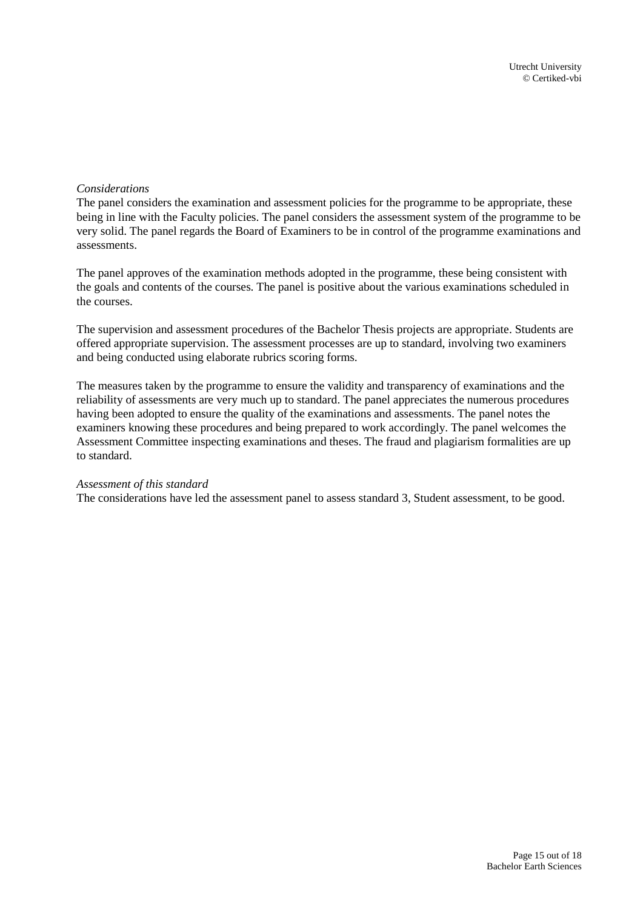*Considerations*

The panel considers the examination and assessment policies for the programme to be appropriate, these being in line with the Faculty policies. The panel considers the assessment system of the programme to be very solid. The panel regards the Board of Examiners to be in control of the programme examinations and assessments.

The panel approves of the examination methods adopted in the programme, these being consistent with the goals and contents of the courses. The panel is positive about the various examinations scheduled in the courses.

The supervision and assessment procedures of the Bachelor Thesis projects are appropriate. Students are offered appropriate supervision. The assessment processes are up to standard, involving two examiners and being conducted using elaborate rubrics scoring forms.

The measures taken by the programme to ensure the validity and transparency of examinations and the reliability of assessments are very much up to standard. The panel appreciates the numerous procedures having been adopted to ensure the quality of the examinations and assessments. The panel notes the examiners knowing these procedures and being prepared to work accordingly. The panel welcomes the Assessment Committee inspecting examinations and theses. The fraud and plagiarism formalities are up to standard.

*Assessment of this standard*

The considerations have led the assessment panel to assess standard 3, Student assessment, to be good.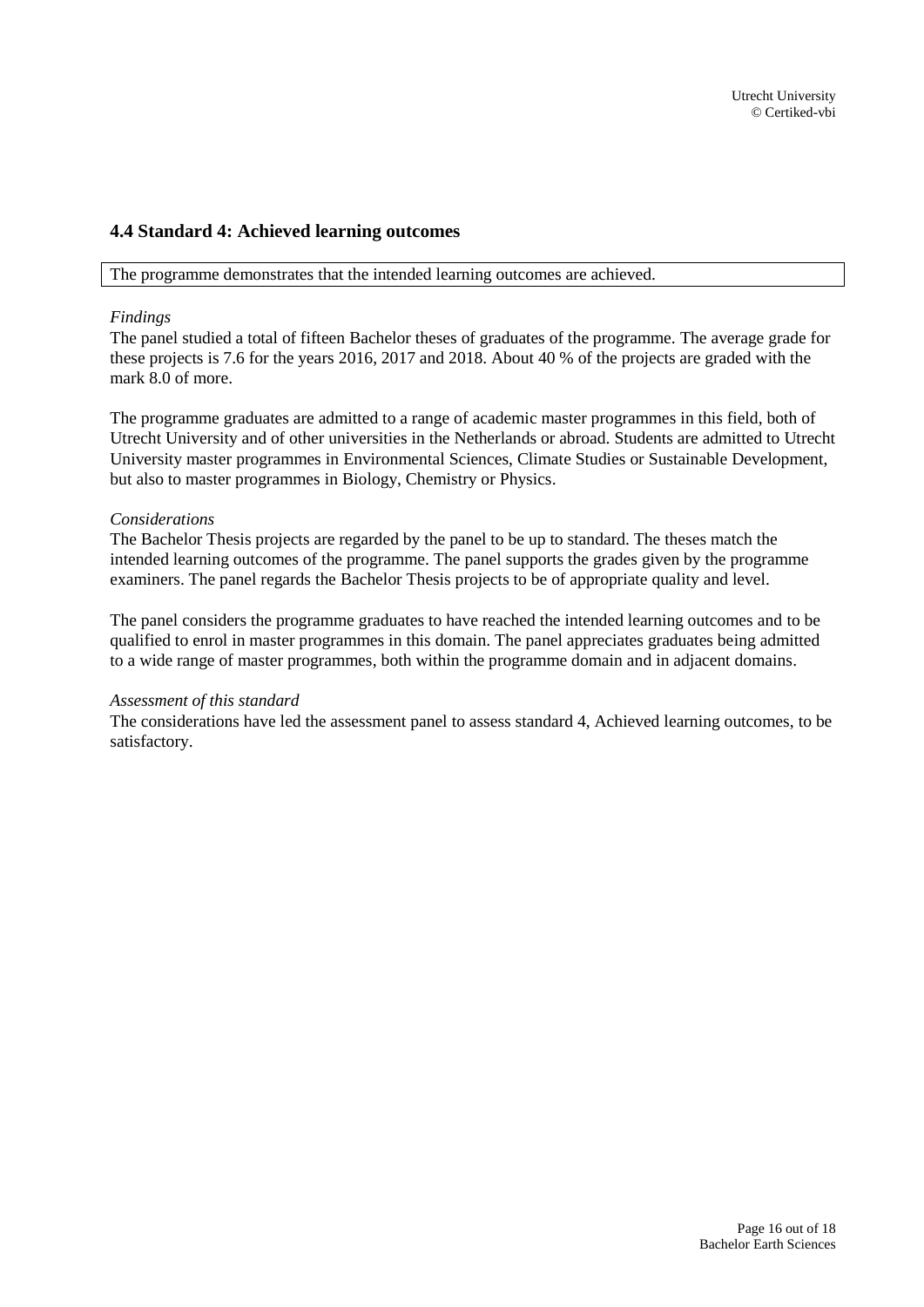## 4.4 Standard 4: Achieved learning outcomes

The programme demonstrates that the intended learning outcomes are achieved.

*Findings*

The panel studied a total of fifteen Bachelor theses of graduates of the programme. The average grade for these projects is 7.6 for the years 2016, 2017 and 2018. About 40 % of the projects are graded with the mark 8.0 of more.

The programme graduates are admitted to a range of academic master programmes in this field, both of Utrecht University and of other universities in the Netherlands or abroad. Students are admitted to Utrecht University master programmes in Environmental Sciences, Climate Studies or Sustainable Development, but also to master programmes in Biology, Chemistry or Physics.

*Considerations*

The Bachelor Thesis projects are regarded by the panel to be up to standard. The theses match the intended learning outcomes of the programme. The panel supports the grades given by the programme examiners. The panel regards the Bachelor Thesis projects to be of appropriate quality and level.

The panel considers the programme graduates to have reached the intended learning outcomes and to be qualified to enrol in master programmes in this domain. The panel appreciates graduates being admitted to a wide range of master programmes, both within the programme domain and in adjacent domains.

*Assessment of this standard*

The considerations have led the assessment panel to assess standard 4, Achieved learning outcomes, to be satisfactory.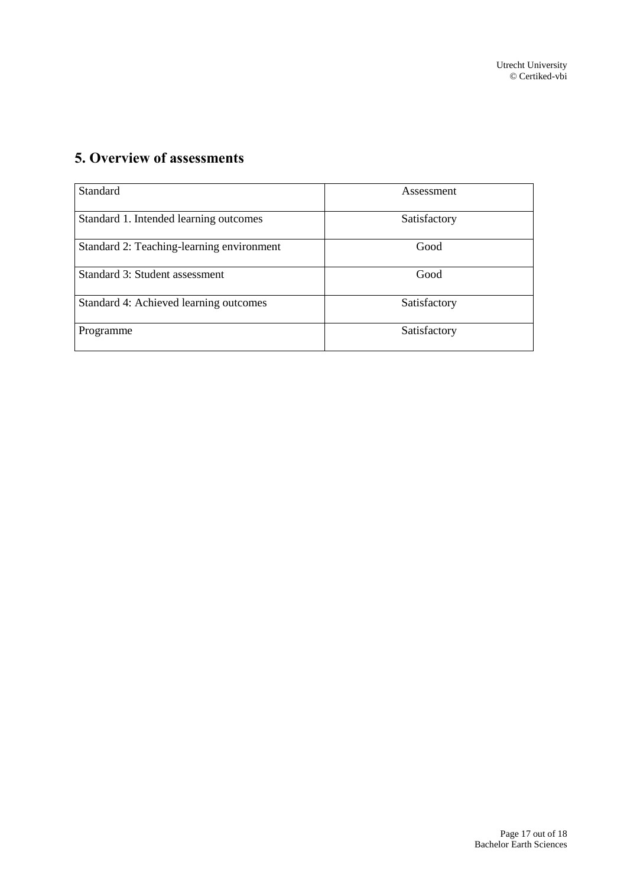## 5. Overview of assessments

| Standard | Assessment |
|---|---|
| Standard 1. Intended learning outcomes | Satisfactory |
| Standard 2: Teaching-learning environment | Good |
| Standard 3: Student assessment | Good |
| Standard 4: Achieved learning outcomes | Satisfactory |
| Programme | Satisfactory |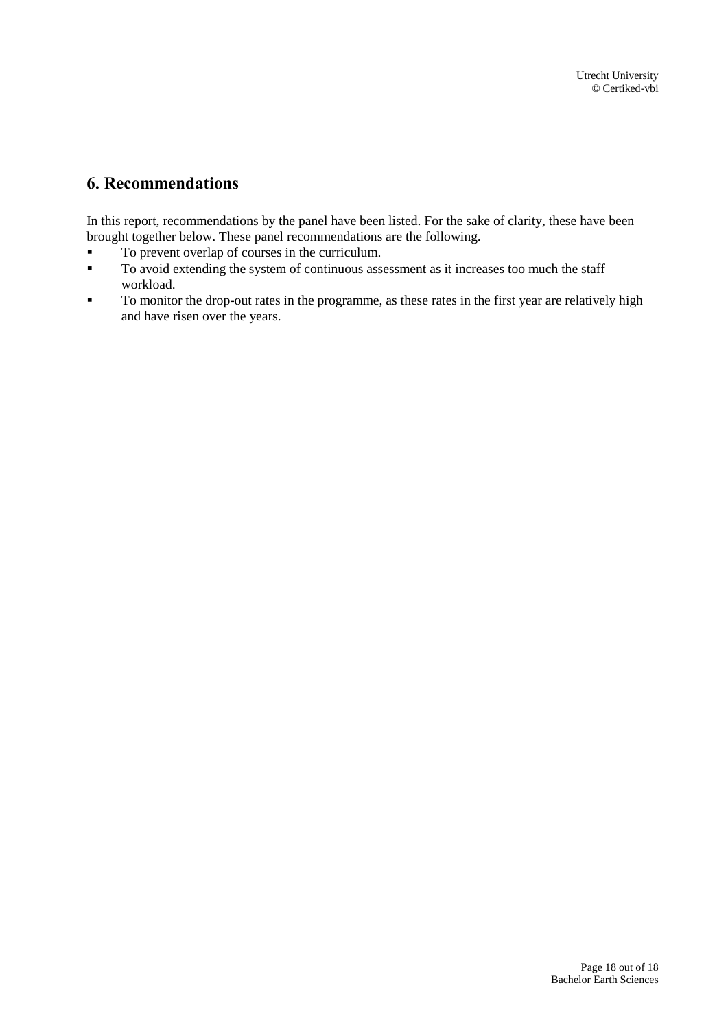## 6. Recommendations

In this report, recommendations by the panel have been listed. For the sake of clarity, these have been brought together below. These panel recommendations are the following.

- To prevent overlap of courses in the curriculum.
- To avoid extending the system of continuous assessment as it increases too much the staff workload.
- To monitor the drop-out rates in the programme, as these rates in the first year are relatively high and have risen over the years.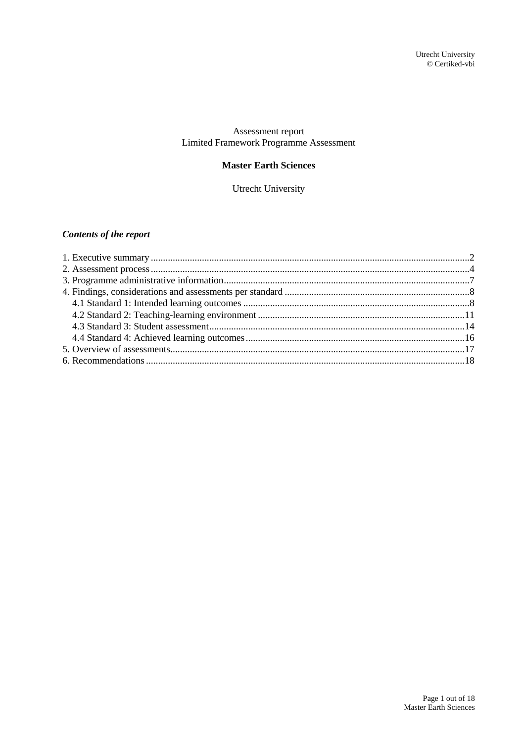Assessment report
Limited Framework Programme Assessment

**Master Earth Sciences**

Utrecht University

***Contents of the report***

1. Executive summary ....................................................................................................................2
2. Assessment process ....................................................................................................................4
3. Programme administrative information.....................................................................................7
4. Findings, considerations and assessments per standard ...........................................................8
   4.1 Standard 1: Intended learning outcomes ..............................................................................8
   4.2 Standard 2: Teaching-learning environment .......................................................................11
   4.3 Standard 3: Student assessment...........................................................................................14
   4.4 Standard 4: Achieved learning outcomes.............................................................................16
5. Overview of assessments...........................................................................................................17
6. Recommendations .....................................................................................................................18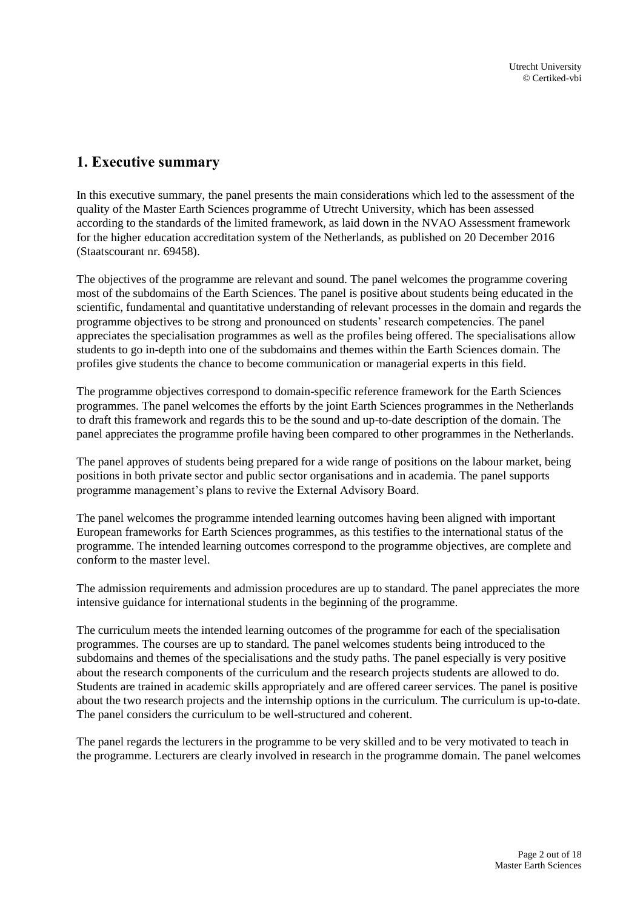# 1. Executive summary

In this executive summary, the panel presents the main considerations which led to the assessment of the quality of the Master Earth Sciences programme of Utrecht University, which has been assessed according to the standards of the limited framework, as laid down in the NVAO Assessment framework for the higher education accreditation system of the Netherlands, as published on 20 December 2016 (Staatscourant nr. 69458).

The objectives of the programme are relevant and sound. The panel welcomes the programme covering most of the subdomains of the Earth Sciences. The panel is positive about students being educated in the scientific, fundamental and quantitative understanding of relevant processes in the domain and regards the programme objectives to be strong and pronounced on students' research competencies. The panel appreciates the specialisation programmes as well as the profiles being offered. The specialisations allow students to go in-depth into one of the subdomains and themes within the Earth Sciences domain. The profiles give students the chance to become communication or managerial experts in this field.

The programme objectives correspond to domain-specific reference framework for the Earth Sciences programmes. The panel welcomes the efforts by the joint Earth Sciences programmes in the Netherlands to draft this framework and regards this to be the sound and up-to-date description of the domain. The panel appreciates the programme profile having been compared to other programmes in the Netherlands.

The panel approves of students being prepared for a wide range of positions on the labour market, being positions in both private sector and public sector organisations and in academia. The panel supports programme management's plans to revive the External Advisory Board.

The panel welcomes the programme intended learning outcomes having been aligned with important European frameworks for Earth Sciences programmes, as this testifies to the international status of the programme. The intended learning outcomes correspond to the programme objectives, are complete and conform to the master level.

The admission requirements and admission procedures are up to standard. The panel appreciates the more intensive guidance for international students in the beginning of the programme.

The curriculum meets the intended learning outcomes of the programme for each of the specialisation programmes. The courses are up to standard. The panel welcomes students being introduced to the subdomains and themes of the specialisations and the study paths. The panel especially is very positive about the research components of the curriculum and the research projects students are allowed to do. Students are trained in academic skills appropriately and are offered career services. The panel is positive about the two research projects and the internship options in the curriculum. The curriculum is up-to-date. The panel considers the curriculum to be well-structured and coherent.

The panel regards the lecturers in the programme to be very skilled and to be very motivated to teach in the programme. Lecturers are clearly involved in research in the programme domain. The panel welcomes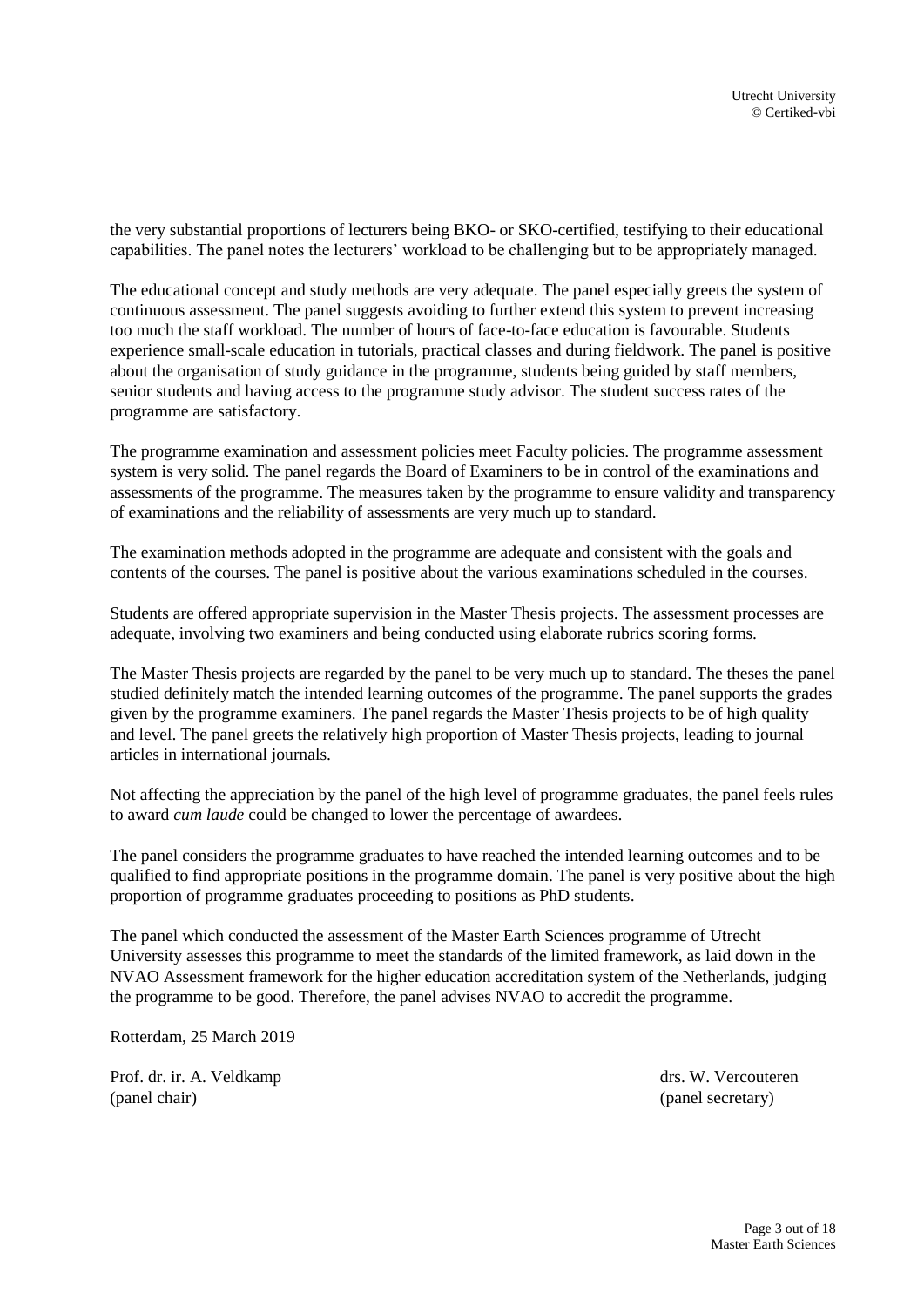the very substantial proportions of lecturers being BKO- or SKO-certified, testifying to their educational capabilities. The panel notes the lecturers' workload to be challenging but to be appropriately managed.

The educational concept and study methods are very adequate. The panel especially greets the system of continuous assessment. The panel suggests avoiding to further extend this system to prevent increasing too much the staff workload. The number of hours of face-to-face education is favourable. Students experience small-scale education in tutorials, practical classes and during fieldwork. The panel is positive about the organisation of study guidance in the programme, students being guided by staff members, senior students and having access to the programme study advisor. The student success rates of the programme are satisfactory.

The programme examination and assessment policies meet Faculty policies. The programme assessment system is very solid. The panel regards the Board of Examiners to be in control of the examinations and assessments of the programme. The measures taken by the programme to ensure validity and transparency of examinations and the reliability of assessments are very much up to standard.

The examination methods adopted in the programme are adequate and consistent with the goals and contents of the courses. The panel is positive about the various examinations scheduled in the courses.

Students are offered appropriate supervision in the Master Thesis projects. The assessment processes are adequate, involving two examiners and being conducted using elaborate rubrics scoring forms.

The Master Thesis projects are regarded by the panel to be very much up to standard. The theses the panel studied definitely match the intended learning outcomes of the programme. The panel supports the grades given by the programme examiners. The panel regards the Master Thesis projects to be of high quality and level. The panel greets the relatively high proportion of Master Thesis projects, leading to journal articles in international journals.

Not affecting the appreciation by the panel of the high level of programme graduates, the panel feels rules to award *cum laude* could be changed to lower the percentage of awardees.

The panel considers the programme graduates to have reached the intended learning outcomes and to be qualified to find appropriate positions in the programme domain. The panel is very positive about the high proportion of programme graduates proceeding to positions as PhD students.

The panel which conducted the assessment of the Master Earth Sciences programme of Utrecht University assesses this programme to meet the standards of the limited framework, as laid down in the NVAO Assessment framework for the higher education accreditation system of the Netherlands, judging the programme to be good. Therefore, the panel advises NVAO to accredit the programme.

Rotterdam, 25 March 2019

Prof. dr. ir. A. Veldkamp
(panel chair)

drs. W. Vercouteren
(panel secretary)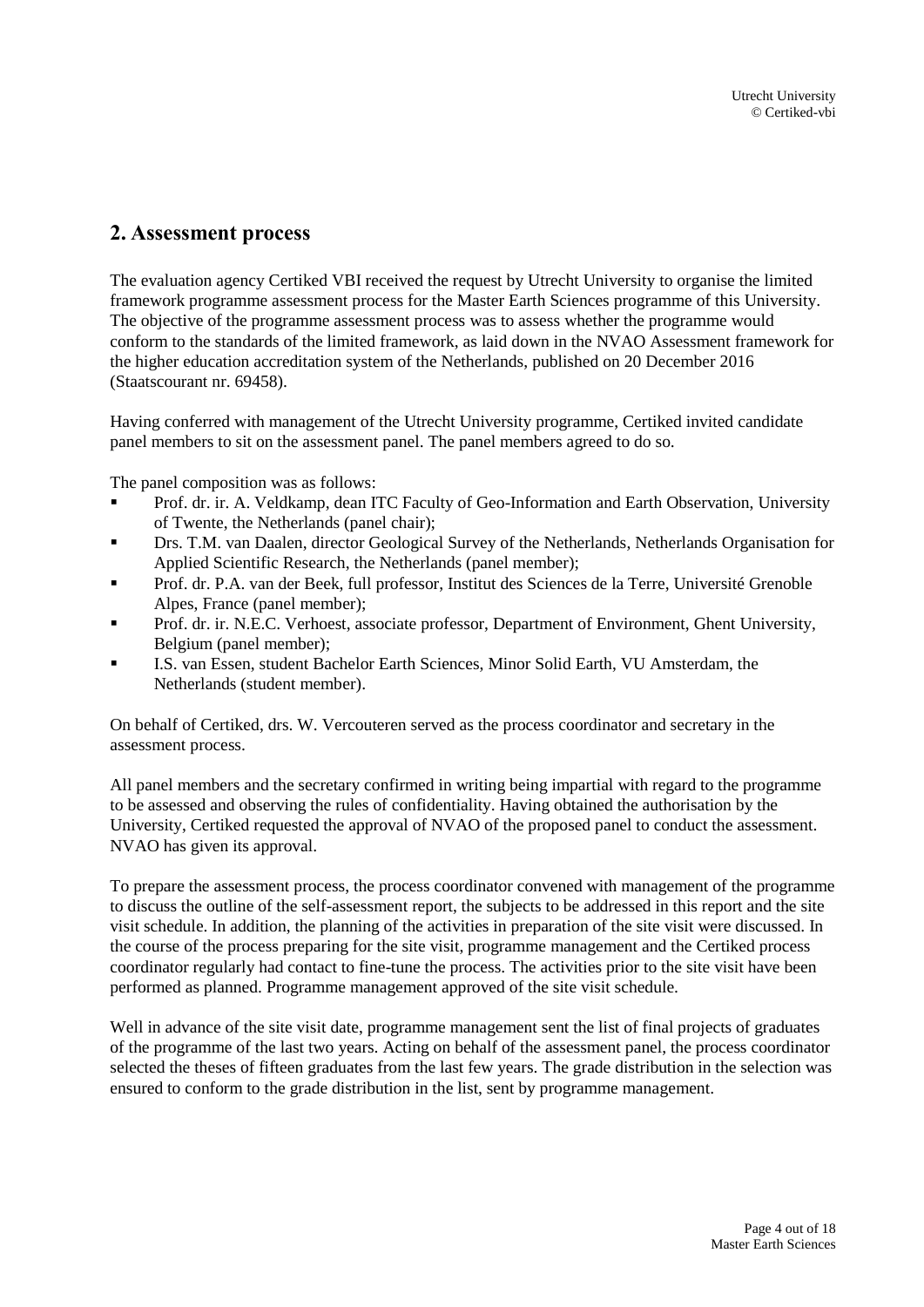## 2. Assessment process

The evaluation agency Certiked VBI received the request by Utrecht University to organise the limited framework programme assessment process for the Master Earth Sciences programme of this University. The objective of the programme assessment process was to assess whether the programme would conform to the standards of the limited framework, as laid down in the NVAO Assessment framework for the higher education accreditation system of the Netherlands, published on 20 December 2016 (Staatscourant nr. 69458).

Having conferred with management of the Utrecht University programme, Certiked invited candidate panel members to sit on the assessment panel. The panel members agreed to do so.

The panel composition was as follows:

- Prof. dr. ir. A. Veldkamp, dean ITC Faculty of Geo-Information and Earth Observation, University of Twente, the Netherlands (panel chair);
- Drs. T.M. van Daalen, director Geological Survey of the Netherlands, Netherlands Organisation for Applied Scientific Research, the Netherlands (panel member);
- Prof. dr. P.A. van der Beek, full professor, Institut des Sciences de la Terre, Université Grenoble Alpes, France (panel member);
- Prof. dr. ir. N.E.C. Verhoest, associate professor, Department of Environment, Ghent University, Belgium (panel member);
- I.S. van Essen, student Bachelor Earth Sciences, Minor Solid Earth, VU Amsterdam, the Netherlands (student member).

On behalf of Certiked, drs. W. Vercouteren served as the process coordinator and secretary in the assessment process.

All panel members and the secretary confirmed in writing being impartial with regard to the programme to be assessed and observing the rules of confidentiality. Having obtained the authorisation by the University, Certiked requested the approval of NVAO of the proposed panel to conduct the assessment. NVAO has given its approval.

To prepare the assessment process, the process coordinator convened with management of the programme to discuss the outline of the self-assessment report, the subjects to be addressed in this report and the site visit schedule. In addition, the planning of the activities in preparation of the site visit were discussed. In the course of the process preparing for the site visit, programme management and the Certiked process coordinator regularly had contact to fine-tune the process. The activities prior to the site visit have been performed as planned. Programme management approved of the site visit schedule.

Well in advance of the site visit date, programme management sent the list of final projects of graduates of the programme of the last two years. Acting on behalf of the assessment panel, the process coordinator selected the theses of fifteen graduates from the last few years. The grade distribution in the selection was ensured to conform to the grade distribution in the list, sent by programme management.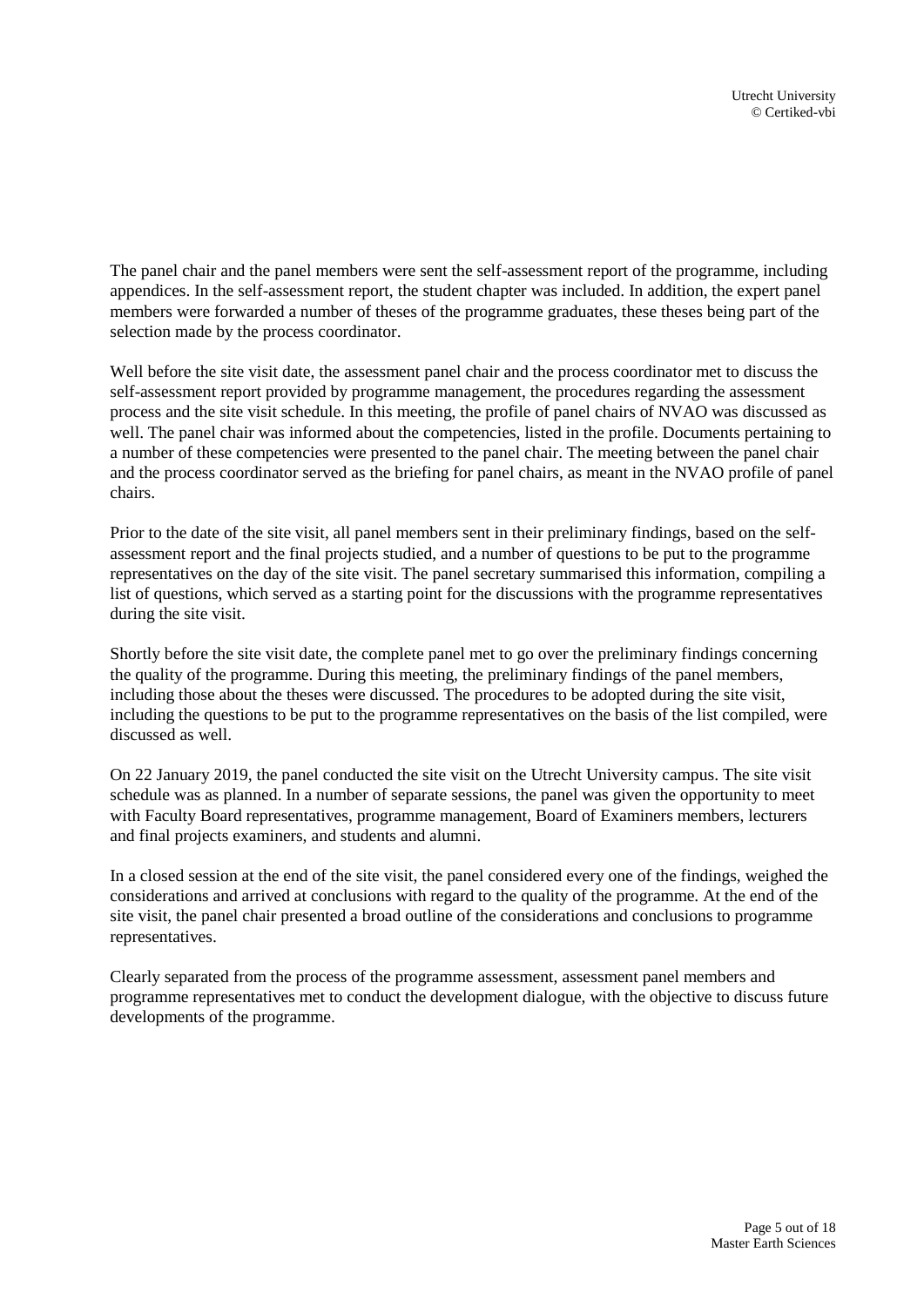The panel chair and the panel members were sent the self-assessment report of the programme, including appendices. In the self-assessment report, the student chapter was included. In addition, the expert panel members were forwarded a number of theses of the programme graduates, these theses being part of the selection made by the process coordinator.

Well before the site visit date, the assessment panel chair and the process coordinator met to discuss the self-assessment report provided by programme management, the procedures regarding the assessment process and the site visit schedule. In this meeting, the profile of panel chairs of NVAO was discussed as well. The panel chair was informed about the competencies, listed in the profile. Documents pertaining to a number of these competencies were presented to the panel chair. The meeting between the panel chair and the process coordinator served as the briefing for panel chairs, as meant in the NVAO profile of panel chairs.

Prior to the date of the site visit, all panel members sent in their preliminary findings, based on the self-assessment report and the final projects studied, and a number of questions to be put to the programme representatives on the day of the site visit. The panel secretary summarised this information, compiling a list of questions, which served as a starting point for the discussions with the programme representatives during the site visit.

Shortly before the site visit date, the complete panel met to go over the preliminary findings concerning the quality of the programme. During this meeting, the preliminary findings of the panel members, including those about the theses were discussed. The procedures to be adopted during the site visit, including the questions to be put to the programme representatives on the basis of the list compiled, were discussed as well.

On 22 January 2019, the panel conducted the site visit on the Utrecht University campus. The site visit schedule was as planned. In a number of separate sessions, the panel was given the opportunity to meet with Faculty Board representatives, programme management, Board of Examiners members, lecturers and final projects examiners, and students and alumni.

In a closed session at the end of the site visit, the panel considered every one of the findings, weighed the considerations and arrived at conclusions with regard to the quality of the programme. At the end of the site visit, the panel chair presented a broad outline of the considerations and conclusions to programme representatives.

Clearly separated from the process of the programme assessment, assessment panel members and programme representatives met to conduct the development dialogue, with the objective to discuss future developments of the programme.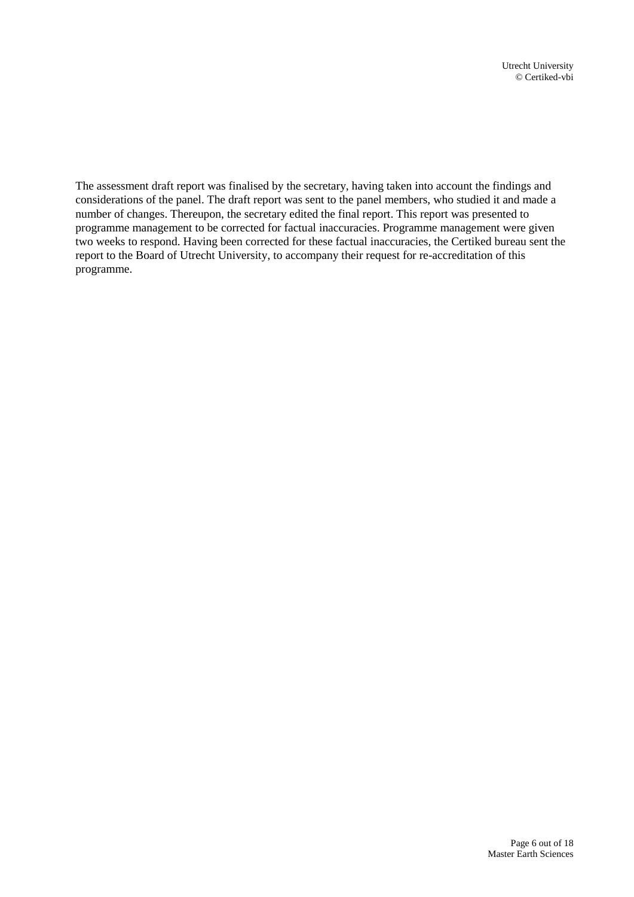The assessment draft report was finalised by the secretary, having taken into account the findings and considerations of the panel. The draft report was sent to the panel members, who studied it and made a number of changes. Thereupon, the secretary edited the final report. This report was presented to programme management to be corrected for factual inaccuracies. Programme management were given two weeks to respond. Having been corrected for these factual inaccuracies, the Certiked bureau sent the report to the Board of Utrecht University, to accompany their request for re-accreditation of this programme.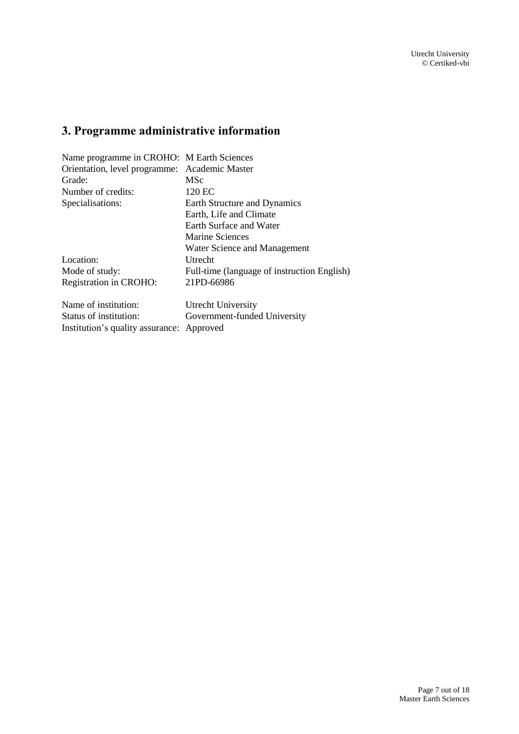# 3. Programme administrative information

| | |
|---|---|
| Name programme in CROHO: | M Earth Sciences |
| Orientation, level programme: | Academic Master |
| Grade: | MSc |
| Number of credits: | 120 EC |
| Specialisations: | Earth Structure and Dynamics |
| | Earth, Life and Climate |
| | Earth Surface and Water |
| | Marine Sciences |
| | Water Science and Management |
| Location: | Utrecht |
| Mode of study: | Full-time (language of instruction English) |
| Registration in CROHO: | 21PD-66986 |

| | |
|---|---|
| Name of institution: | Utrecht University |
| Status of institution: | Government-funded University |
| Institution's quality assurance: | Approved |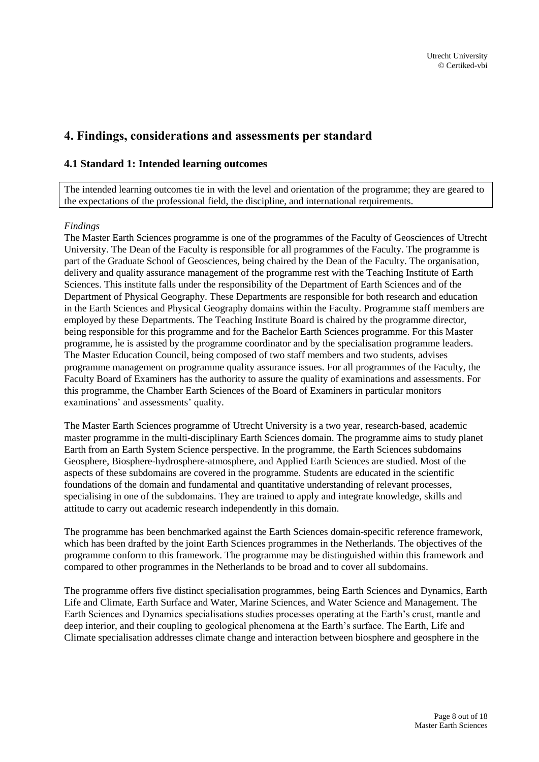# 4. Findings, considerations and assessments per standard

## 4.1 Standard 1: Intended learning outcomes

The intended learning outcomes tie in with the level and orientation of the programme; they are geared to the expectations of the professional field, the discipline, and international requirements.

*Findings*

The Master Earth Sciences programme is one of the programmes of the Faculty of Geosciences of Utrecht University. The Dean of the Faculty is responsible for all programmes of the Faculty. The programme is part of the Graduate School of Geosciences, being chaired by the Dean of the Faculty. The organisation, delivery and quality assurance management of the programme rest with the Teaching Institute of Earth Sciences. This institute falls under the responsibility of the Department of Earth Sciences and of the Department of Physical Geography. These Departments are responsible for both research and education in the Earth Sciences and Physical Geography domains within the Faculty. Programme staff members are employed by these Departments. The Teaching Institute Board is chaired by the programme director, being responsible for this programme and for the Bachelor Earth Sciences programme. For this Master programme, he is assisted by the programme coordinator and by the specialisation programme leaders. The Master Education Council, being composed of two staff members and two students, advises programme management on programme quality assurance issues. For all programmes of the Faculty, the Faculty Board of Examiners has the authority to assure the quality of examinations and assessments. For this programme, the Chamber Earth Sciences of the Board of Examiners in particular monitors examinations' and assessments' quality.

The Master Earth Sciences programme of Utrecht University is a two year, research-based, academic master programme in the multi-disciplinary Earth Sciences domain. The programme aims to study planet Earth from an Earth System Science perspective. In the programme, the Earth Sciences subdomains Geosphere, Biosphere-hydrosphere-atmosphere, and Applied Earth Sciences are studied. Most of the aspects of these subdomains are covered in the programme. Students are educated in the scientific foundations of the domain and fundamental and quantitative understanding of relevant processes, specialising in one of the subdomains. They are trained to apply and integrate knowledge, skills and attitude to carry out academic research independently in this domain.

The programme has been benchmarked against the Earth Sciences domain-specific reference framework, which has been drafted by the joint Earth Sciences programmes in the Netherlands. The objectives of the programme conform to this framework. The programme may be distinguished within this framework and compared to other programmes in the Netherlands to be broad and to cover all subdomains.

The programme offers five distinct specialisation programmes, being Earth Sciences and Dynamics, Earth Life and Climate, Earth Surface and Water, Marine Sciences, and Water Science and Management. The Earth Sciences and Dynamics specialisations studies processes operating at the Earth's crust, mantle and deep interior, and their coupling to geological phenomena at the Earth's surface. The Earth, Life and Climate specialisation addresses climate change and interaction between biosphere and geosphere in the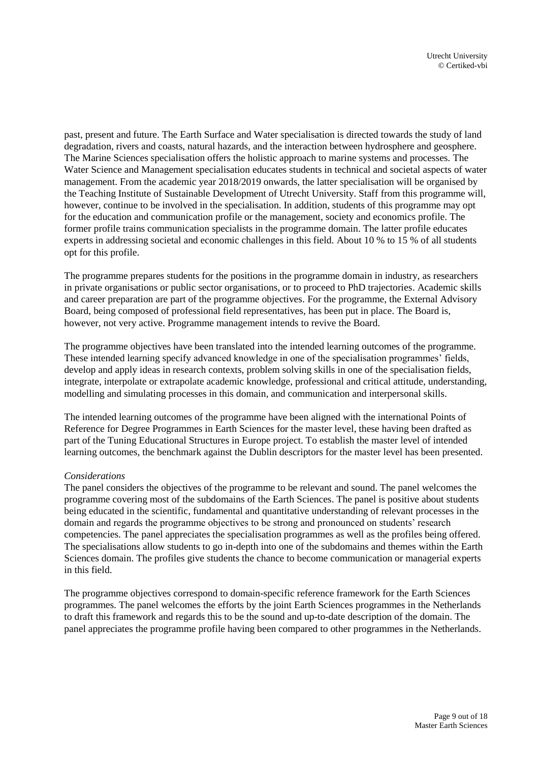past, present and future. The Earth Surface and Water specialisation is directed towards the study of land degradation, rivers and coasts, natural hazards, and the interaction between hydrosphere and geosphere. The Marine Sciences specialisation offers the holistic approach to marine systems and processes. The Water Science and Management specialisation educates students in technical and societal aspects of water management. From the academic year 2018/2019 onwards, the latter specialisation will be organised by the Teaching Institute of Sustainable Development of Utrecht University. Staff from this programme will, however, continue to be involved in the specialisation. In addition, students of this programme may opt for the education and communication profile or the management, society and economics profile. The former profile trains communication specialists in the programme domain. The latter profile educates experts in addressing societal and economic challenges in this field. About 10 % to 15 % of all students opt for this profile.

The programme prepares students for the positions in the programme domain in industry, as researchers in private organisations or public sector organisations, or to proceed to PhD trajectories. Academic skills and career preparation are part of the programme objectives. For the programme, the External Advisory Board, being composed of professional field representatives, has been put in place. The Board is, however, not very active. Programme management intends to revive the Board.

The programme objectives have been translated into the intended learning outcomes of the programme. These intended learning specify advanced knowledge in one of the specialisation programmes' fields, develop and apply ideas in research contexts, problem solving skills in one of the specialisation fields, integrate, interpolate or extrapolate academic knowledge, professional and critical attitude, understanding, modelling and simulating processes in this domain, and communication and interpersonal skills.

The intended learning outcomes of the programme have been aligned with the international Points of Reference for Degree Programmes in Earth Sciences for the master level, these having been drafted as part of the Tuning Educational Structures in Europe project. To establish the master level of intended learning outcomes, the benchmark against the Dublin descriptors for the master level has been presented.

*Considerations*

The panel considers the objectives of the programme to be relevant and sound. The panel welcomes the programme covering most of the subdomains of the Earth Sciences. The panel is positive about students being educated in the scientific, fundamental and quantitative understanding of relevant processes in the domain and regards the programme objectives to be strong and pronounced on students' research competencies. The panel appreciates the specialisation programmes as well as the profiles being offered. The specialisations allow students to go in-depth into one of the subdomains and themes within the Earth Sciences domain. The profiles give students the chance to become communication or managerial experts in this field.

The programme objectives correspond to domain-specific reference framework for the Earth Sciences programmes. The panel welcomes the efforts by the joint Earth Sciences programmes in the Netherlands to draft this framework and regards this to be the sound and up-to-date description of the domain. The panel appreciates the programme profile having been compared to other programmes in the Netherlands.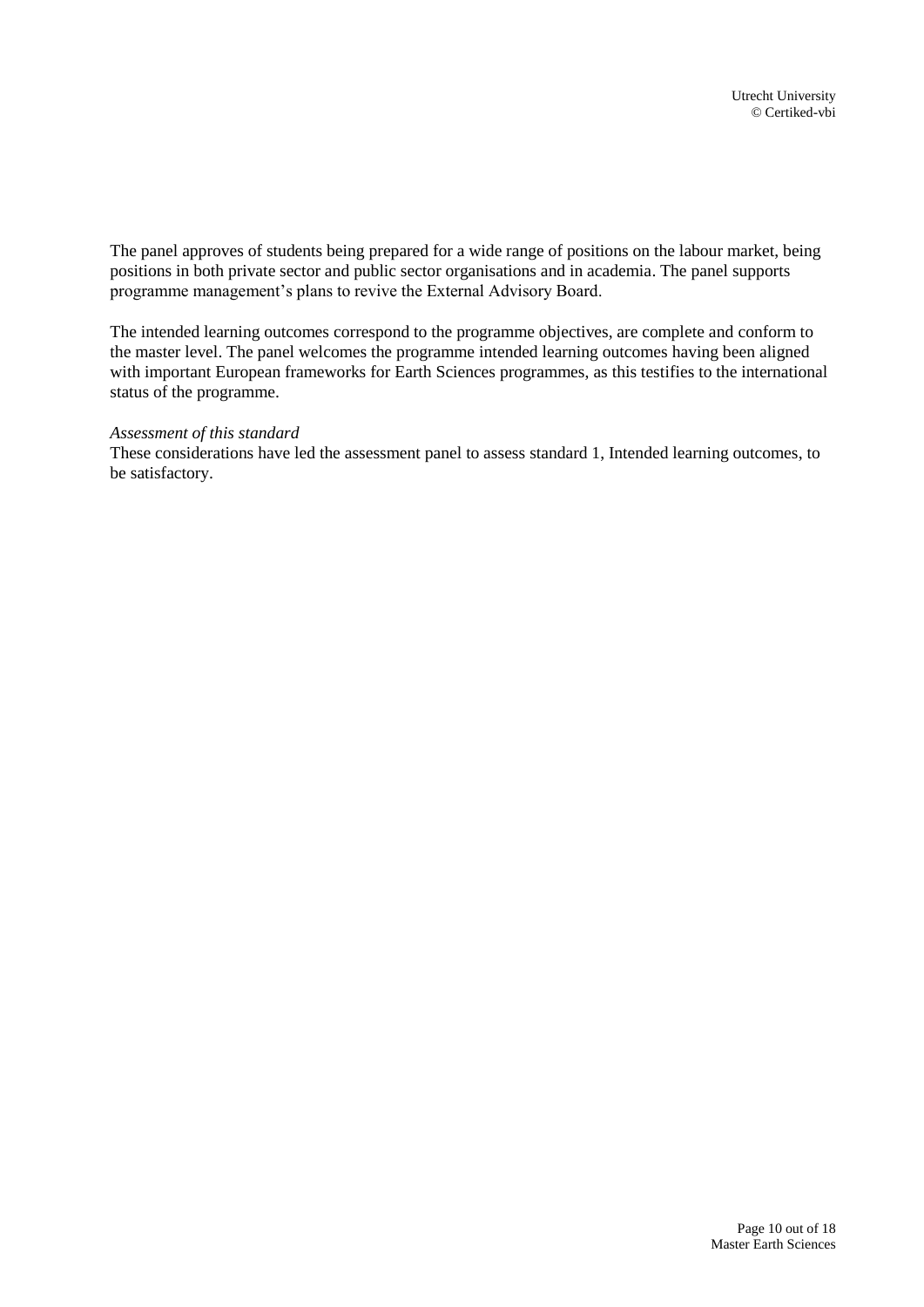The panel approves of students being prepared for a wide range of positions on the labour market, being positions in both private sector and public sector organisations and in academia. The panel supports programme management's plans to revive the External Advisory Board.

The intended learning outcomes correspond to the programme objectives, are complete and conform to the master level. The panel welcomes the programme intended learning outcomes having been aligned with important European frameworks for Earth Sciences programmes, as this testifies to the international status of the programme.

*Assessment of this standard*

These considerations have led the assessment panel to assess standard 1, Intended learning outcomes, to be satisfactory.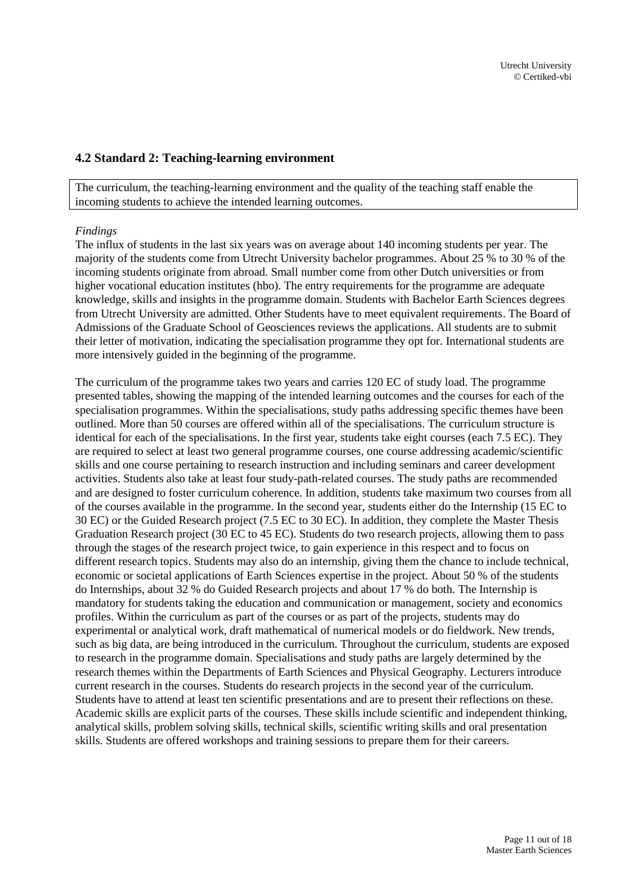## 4.2 Standard 2: Teaching-learning environment

The curriculum, the teaching-learning environment and the quality of the teaching staff enable the incoming students to achieve the intended learning outcomes.

*Findings*

The influx of students in the last six years was on average about 140 incoming students per year. The majority of the students come from Utrecht University bachelor programmes. About 25 % to 30 % of the incoming students originate from abroad. Small number come from other Dutch universities or from higher vocational education institutes (hbo). The entry requirements for the programme are adequate knowledge, skills and insights in the programme domain. Students with Bachelor Earth Sciences degrees from Utrecht University are admitted. Other Students have to meet equivalent requirements. The Board of Admissions of the Graduate School of Geosciences reviews the applications. All students are to submit their letter of motivation, indicating the specialisation programme they opt for. International students are more intensively guided in the beginning of the programme.

The curriculum of the programme takes two years and carries 120 EC of study load. The programme presented tables, showing the mapping of the intended learning outcomes and the courses for each of the specialisation programmes. Within the specialisations, study paths addressing specific themes have been outlined. More than 50 courses are offered within all of the specialisations. The curriculum structure is identical for each of the specialisations. In the first year, students take eight courses (each 7.5 EC). They are required to select at least two general programme courses, one course addressing academic/scientific skills and one course pertaining to research instruction and including seminars and career development activities. Students also take at least four study-path-related courses. The study paths are recommended and are designed to foster curriculum coherence. In addition, students take maximum two courses from all of the courses available in the programme. In the second year, students either do the Internship (15 EC to 30 EC) or the Guided Research project (7.5 EC to 30 EC). In addition, they complete the Master Thesis Graduation Research project (30 EC to 45 EC). Students do two research projects, allowing them to pass through the stages of the research project twice, to gain experience in this respect and to focus on different research topics. Students may also do an internship, giving them the chance to include technical, economic or societal applications of Earth Sciences expertise in the project. About 50 % of the students do Internships, about 32 % do Guided Research projects and about 17 % do both. The Internship is mandatory for students taking the education and communication or management, society and economics profiles. Within the curriculum as part of the courses or as part of the projects, students may do experimental or analytical work, draft mathematical of numerical models or do fieldwork. New trends, such as big data, are being introduced in the curriculum. Throughout the curriculum, students are exposed to research in the programme domain. Specialisations and study paths are largely determined by the research themes within the Departments of Earth Sciences and Physical Geography. Lecturers introduce current research in the courses. Students do research projects in the second year of the curriculum. Students have to attend at least ten scientific presentations and are to present their reflections on these. Academic skills are explicit parts of the courses. These skills include scientific and independent thinking, analytical skills, problem solving skills, technical skills, scientific writing skills and oral presentation skills. Students are offered workshops and training sessions to prepare them for their careers.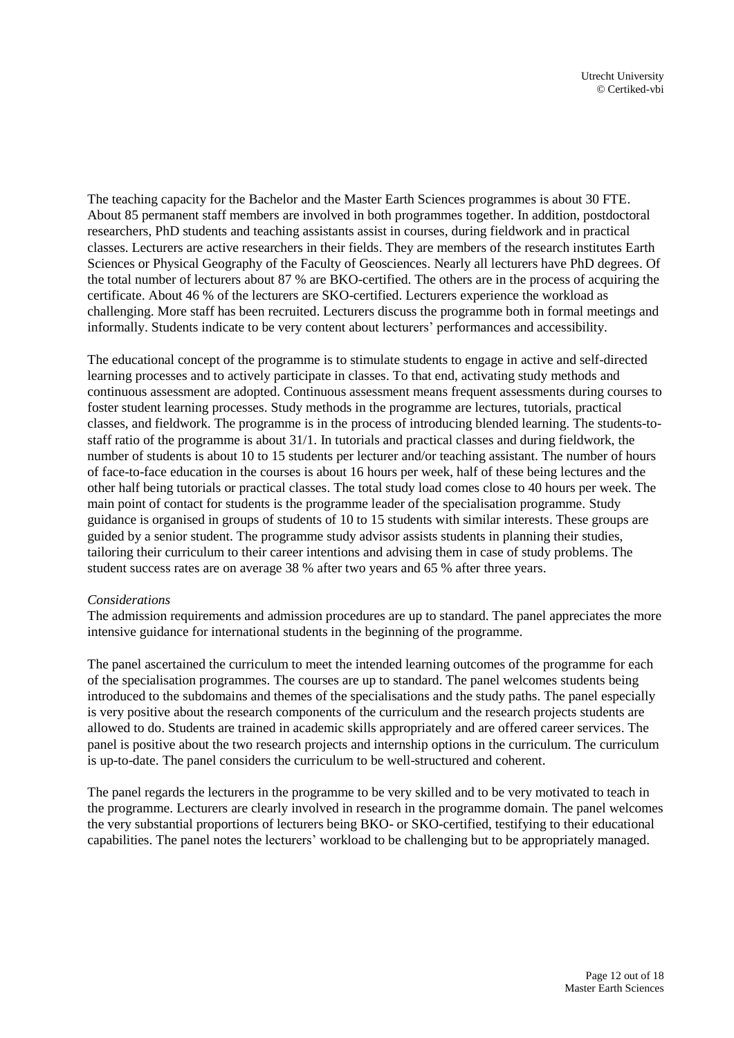The teaching capacity for the Bachelor and the Master Earth Sciences programmes is about 30 FTE. About 85 permanent staff members are involved in both programmes together. In addition, postdoctoral researchers, PhD students and teaching assistants assist in courses, during fieldwork and in practical classes. Lecturers are active researchers in their fields. They are members of the research institutes Earth Sciences or Physical Geography of the Faculty of Geosciences. Nearly all lecturers have PhD degrees. Of the total number of lecturers about 87 % are BKO-certified. The others are in the process of acquiring the certificate. About 46 % of the lecturers are SKO-certified. Lecturers experience the workload as challenging. More staff has been recruited. Lecturers discuss the programme both in formal meetings and informally. Students indicate to be very content about lecturers' performances and accessibility.

The educational concept of the programme is to stimulate students to engage in active and self-directed learning processes and to actively participate in classes. To that end, activating study methods and continuous assessment are adopted. Continuous assessment means frequent assessments during courses to foster student learning processes. Study methods in the programme are lectures, tutorials, practical classes, and fieldwork. The programme is in the process of introducing blended learning. The students-to-staff ratio of the programme is about 31/1. In tutorials and practical classes and during fieldwork, the number of students is about 10 to 15 students per lecturer and/or teaching assistant. The number of hours of face-to-face education in the courses is about 16 hours per week, half of these being lectures and the other half being tutorials or practical classes. The total study load comes close to 40 hours per week. The main point of contact for students is the programme leader of the specialisation programme. Study guidance is organised in groups of students of 10 to 15 students with similar interests. These groups are guided by a senior student. The programme study advisor assists students in planning their studies, tailoring their curriculum to their career intentions and advising them in case of study problems. The student success rates are on average 38 % after two years and 65 % after three years.

*Considerations*

The admission requirements and admission procedures are up to standard. The panel appreciates the more intensive guidance for international students in the beginning of the programme.

The panel ascertained the curriculum to meet the intended learning outcomes of the programme for each of the specialisation programmes. The courses are up to standard. The panel welcomes students being introduced to the subdomains and themes of the specialisations and the study paths. The panel especially is very positive about the research components of the curriculum and the research projects students are allowed to do. Students are trained in academic skills appropriately and are offered career services. The panel is positive about the two research projects and internship options in the curriculum. The curriculum is up-to-date. The panel considers the curriculum to be well-structured and coherent.

The panel regards the lecturers in the programme to be very skilled and to be very motivated to teach in the programme. Lecturers are clearly involved in research in the programme domain. The panel welcomes the very substantial proportions of lecturers being BKO- or SKO-certified, testifying to their educational capabilities. The panel notes the lecturers' workload to be challenging but to be appropriately managed.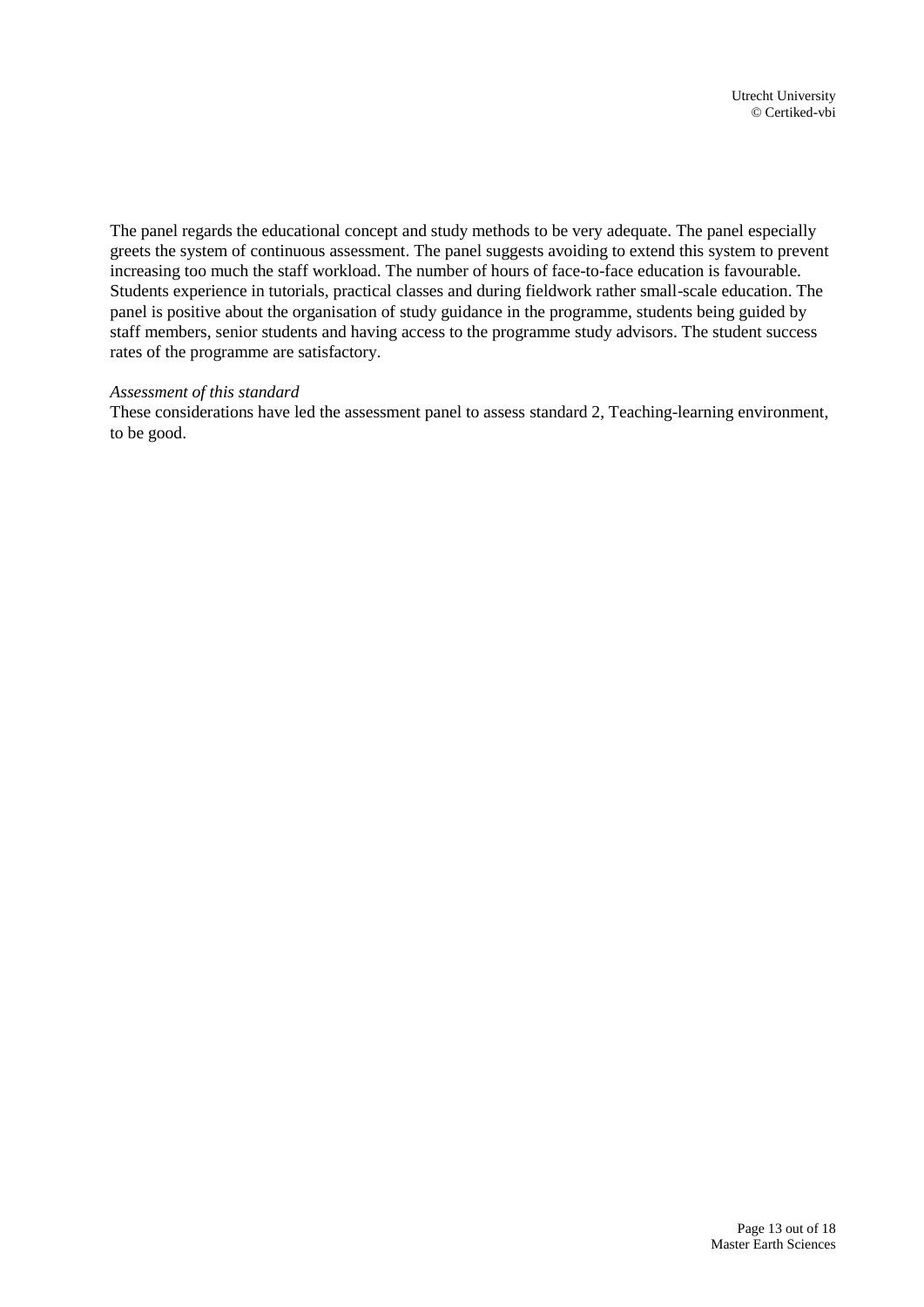The panel regards the educational concept and study methods to be very adequate. The panel especially greets the system of continuous assessment. The panel suggests avoiding to extend this system to prevent increasing too much the staff workload. The number of hours of face-to-face education is favourable. Students experience in tutorials, practical classes and during fieldwork rather small-scale education. The panel is positive about the organisation of study guidance in the programme, students being guided by staff members, senior students and having access to the programme study advisors. The student success rates of the programme are satisfactory.

*Assessment of this standard*

These considerations have led the assessment panel to assess standard 2, Teaching-learning environment, to be good.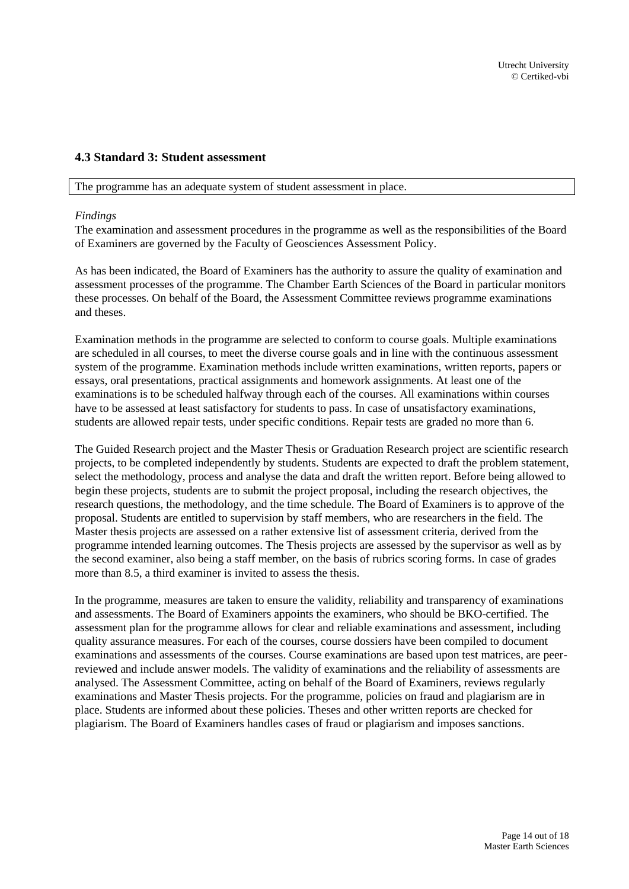### 4.3 Standard 3: Student assessment

The programme has an adequate system of student assessment in place.

*Findings*

The examination and assessment procedures in the programme as well as the responsibilities of the Board of Examiners are governed by the Faculty of Geosciences Assessment Policy.

As has been indicated, the Board of Examiners has the authority to assure the quality of examination and assessment processes of the programme. The Chamber Earth Sciences of the Board in particular monitors these processes. On behalf of the Board, the Assessment Committee reviews programme examinations and theses.

Examination methods in the programme are selected to conform to course goals. Multiple examinations are scheduled in all courses, to meet the diverse course goals and in line with the continuous assessment system of the programme. Examination methods include written examinations, written reports, papers or essays, oral presentations, practical assignments and homework assignments. At least one of the examinations is to be scheduled halfway through each of the courses. All examinations within courses have to be assessed at least satisfactory for students to pass. In case of unsatisfactory examinations, students are allowed repair tests, under specific conditions. Repair tests are graded no more than 6.

The Guided Research project and the Master Thesis or Graduation Research project are scientific research projects, to be completed independently by students. Students are expected to draft the problem statement, select the methodology, process and analyse the data and draft the written report. Before being allowed to begin these projects, students are to submit the project proposal, including the research objectives, the research questions, the methodology, and the time schedule. The Board of Examiners is to approve of the proposal. Students are entitled to supervision by staff members, who are researchers in the field. The Master thesis projects are assessed on a rather extensive list of assessment criteria, derived from the programme intended learning outcomes. The Thesis projects are assessed by the supervisor as well as by the second examiner, also being a staff member, on the basis of rubrics scoring forms. In case of grades more than 8.5, a third examiner is invited to assess the thesis.

In the programme, measures are taken to ensure the validity, reliability and transparency of examinations and assessments. The Board of Examiners appoints the examiners, who should be BKO-certified. The assessment plan for the programme allows for clear and reliable examinations and assessment, including quality assurance measures. For each of the courses, course dossiers have been compiled to document examinations and assessments of the courses. Course examinations are based upon test matrices, are peer-reviewed and include answer models. The validity of examinations and the reliability of assessments are analysed. The Assessment Committee, acting on behalf of the Board of Examiners, reviews regularly examinations and Master Thesis projects. For the programme, policies on fraud and plagiarism are in place. Students are informed about these policies. Theses and other written reports are checked for plagiarism. The Board of Examiners handles cases of fraud or plagiarism and imposes sanctions.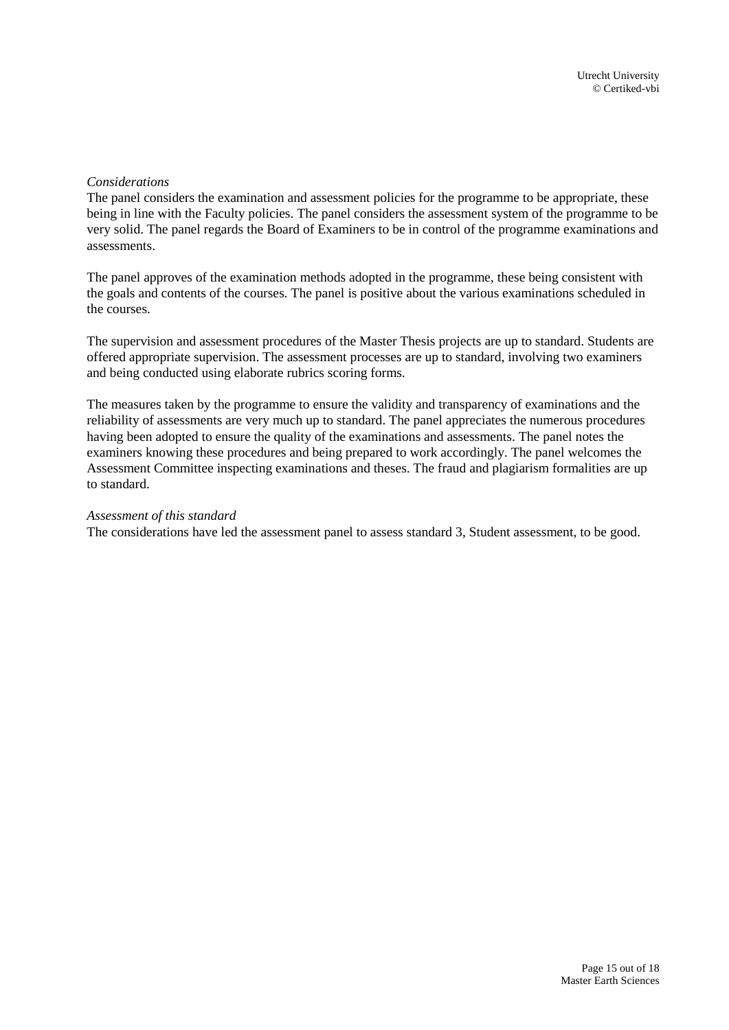*Considerations*

The panel considers the examination and assessment policies for the programme to be appropriate, these being in line with the Faculty policies. The panel considers the assessment system of the programme to be very solid. The panel regards the Board of Examiners to be in control of the programme examinations and assessments.

The panel approves of the examination methods adopted in the programme, these being consistent with the goals and contents of the courses. The panel is positive about the various examinations scheduled in the courses.

The supervision and assessment procedures of the Master Thesis projects are up to standard. Students are offered appropriate supervision. The assessment processes are up to standard, involving two examiners and being conducted using elaborate rubrics scoring forms.

The measures taken by the programme to ensure the validity and transparency of examinations and the reliability of assessments are very much up to standard. The panel appreciates the numerous procedures having been adopted to ensure the quality of the examinations and assessments. The panel notes the examiners knowing these procedures and being prepared to work accordingly. The panel welcomes the Assessment Committee inspecting examinations and theses. The fraud and plagiarism formalities are up to standard.

*Assessment of this standard*

The considerations have led the assessment panel to assess standard 3, Student assessment, to be good.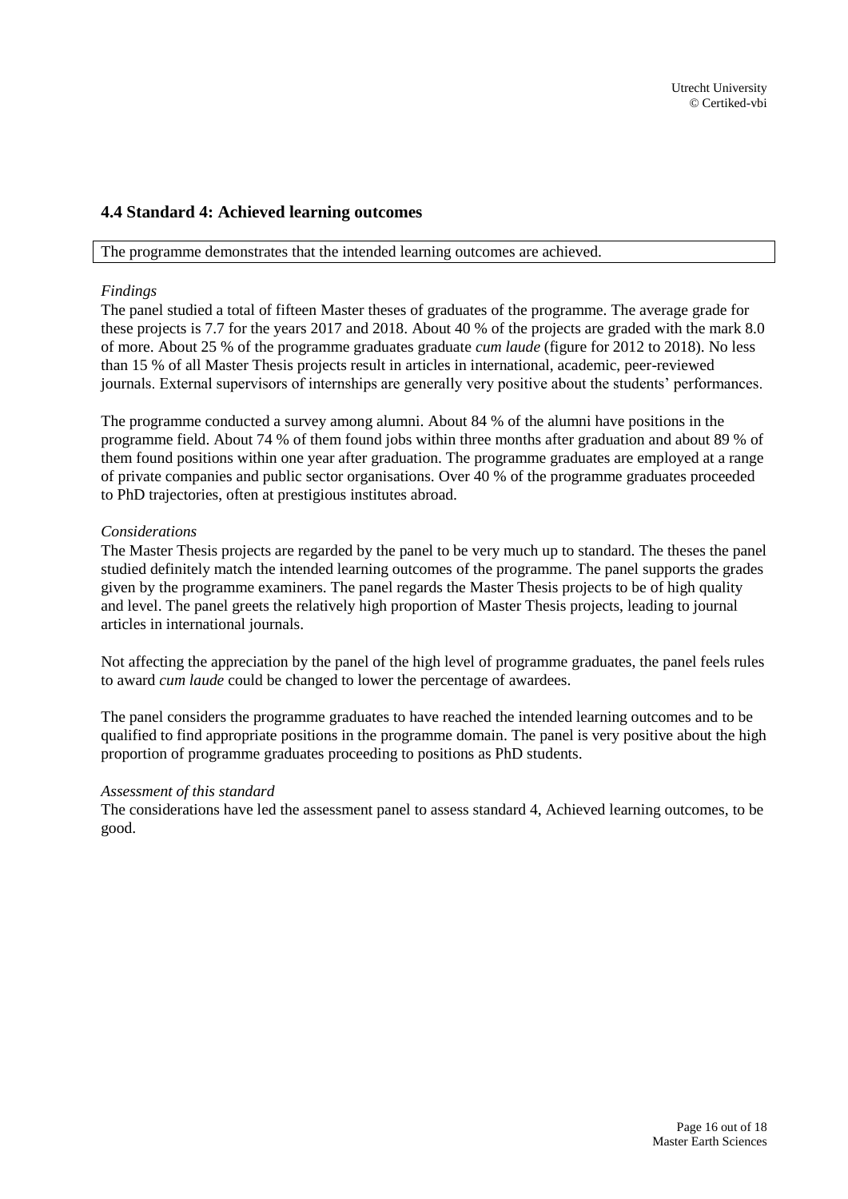## 4.4 Standard 4: Achieved learning outcomes

The programme demonstrates that the intended learning outcomes are achieved.

*Findings*

The panel studied a total of fifteen Master theses of graduates of the programme. The average grade for these projects is 7.7 for the years 2017 and 2018. About 40 % of the projects are graded with the mark 8.0 of more. About 25 % of the programme graduates graduate *cum laude* (figure for 2012 to 2018). No less than 15 % of all Master Thesis projects result in articles in international, academic, peer-reviewed journals. External supervisors of internships are generally very positive about the students' performances.

The programme conducted a survey among alumni. About 84 % of the alumni have positions in the programme field. About 74 % of them found jobs within three months after graduation and about 89 % of them found positions within one year after graduation. The programme graduates are employed at a range of private companies and public sector organisations. Over 40 % of the programme graduates proceeded to PhD trajectories, often at prestigious institutes abroad.

*Considerations*

The Master Thesis projects are regarded by the panel to be very much up to standard. The theses the panel studied definitely match the intended learning outcomes of the programme. The panel supports the grades given by the programme examiners. The panel regards the Master Thesis projects to be of high quality and level. The panel greets the relatively high proportion of Master Thesis projects, leading to journal articles in international journals.

Not affecting the appreciation by the panel of the high level of programme graduates, the panel feels rules to award *cum laude* could be changed to lower the percentage of awardees.

The panel considers the programme graduates to have reached the intended learning outcomes and to be qualified to find appropriate positions in the programme domain. The panel is very positive about the high proportion of programme graduates proceeding to positions as PhD students.

*Assessment of this standard*

The considerations have led the assessment panel to assess standard 4, Achieved learning outcomes, to be good.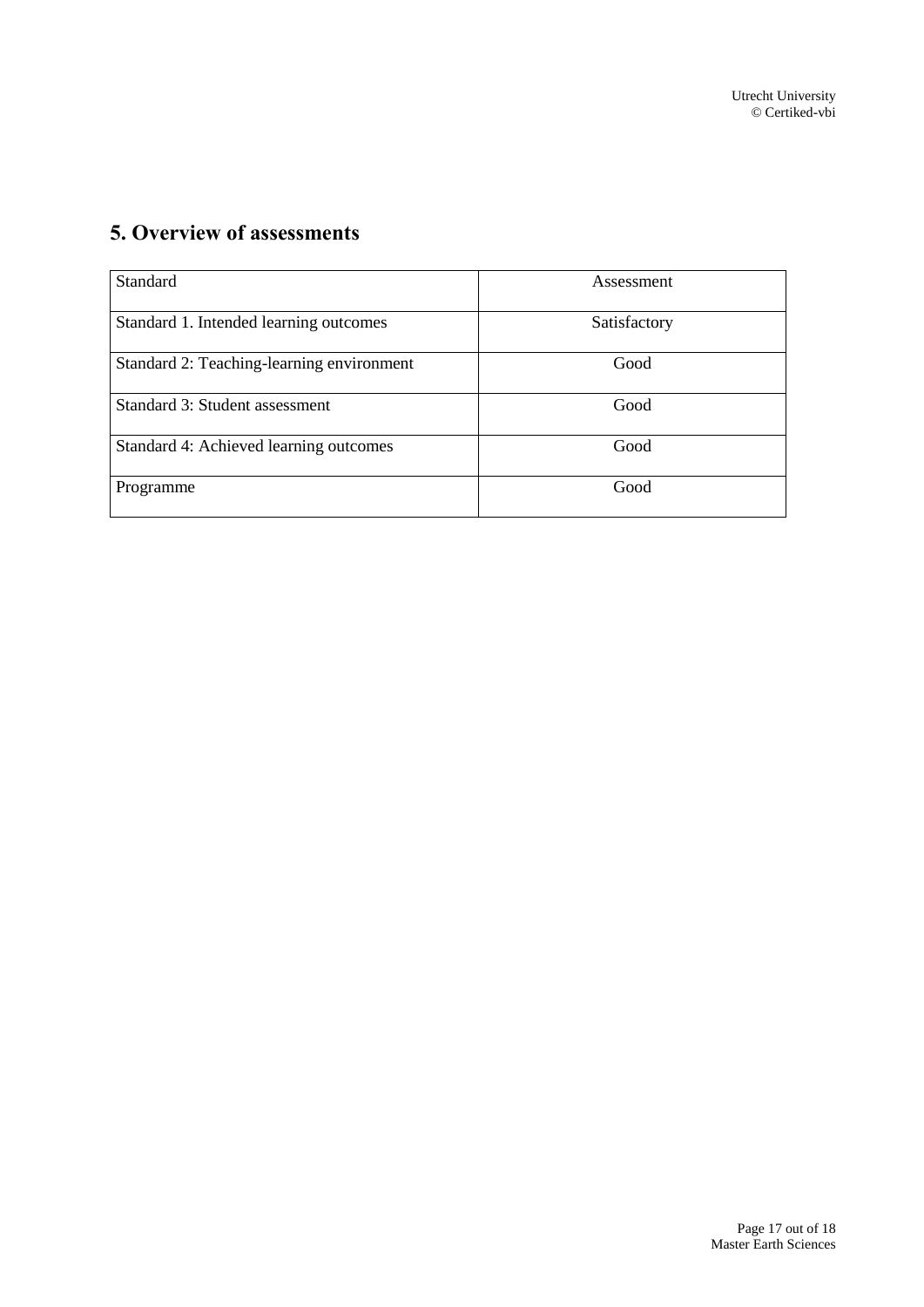## 5. Overview of assessments

| Standard | Assessment |
| --- | --- |
| Standard 1. Intended learning outcomes | Satisfactory |
| Standard 2: Teaching-learning environment | Good |
| Standard 3: Student assessment | Good |
| Standard 4: Achieved learning outcomes | Good |
| Programme | Good |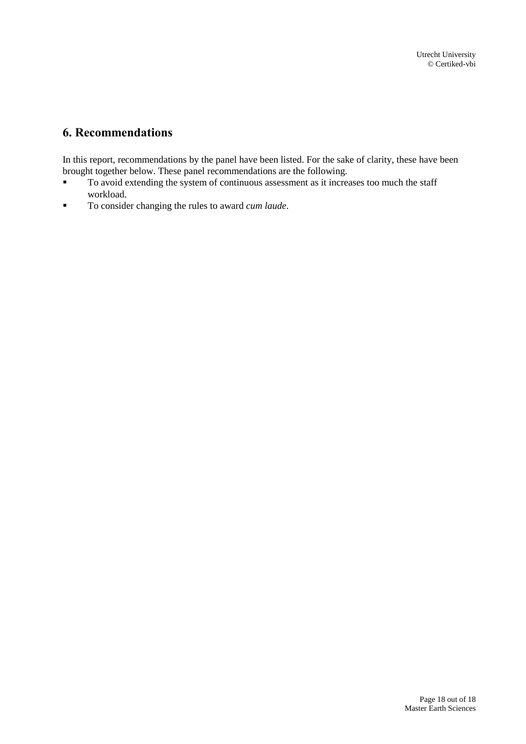## 6. Recommendations

In this report, recommendations by the panel have been listed. For the sake of clarity, these have been brought together below. These panel recommendations are the following.

- To avoid extending the system of continuous assessment as it increases too much the staff workload.
- To consider changing the rules to award *cum laude*.